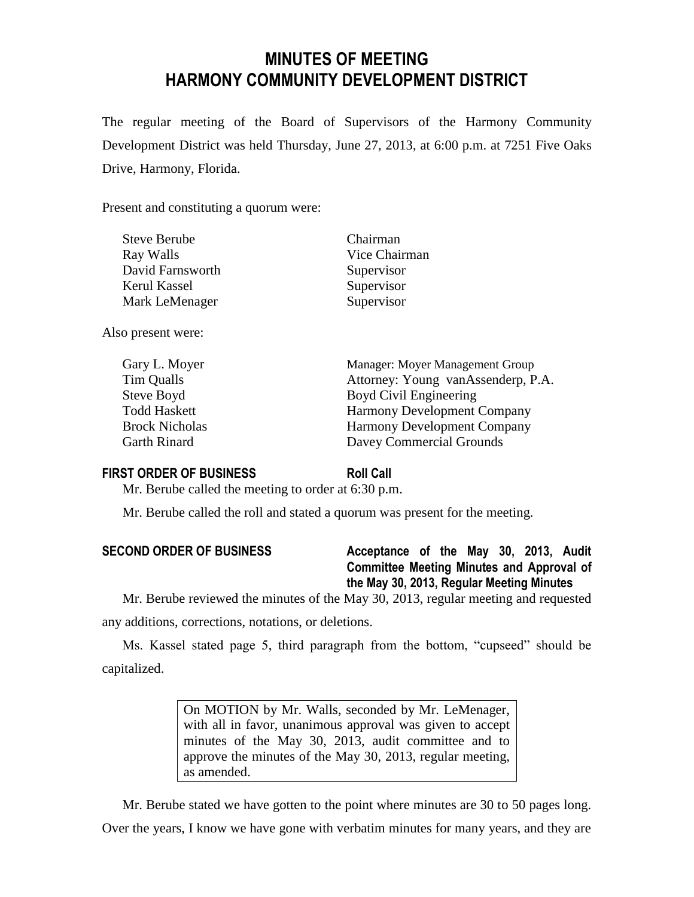# MINUTES OF MEETING
# HARMONY COMMUNITY DEVELOPMENT DISTRICT

The regular meeting of the Board of Supervisors of the Harmony Community Development District was held Thursday, June 27, 2013, at 6:00 p.m. at 7251 Five Oaks Drive, Harmony, Florida.

Present and constituting a quorum were:

| | |
|---|---|
| Steve Berube | Chairman |
| Ray Walls | Vice Chairman |
| David Farnsworth | Supervisor |
| Kerul Kassel | Supervisor |
| Mark LeMenager | Supervisor |

Also present were:

| | |
|---|---|
| Gary L. Moyer | Manager: Moyer Management Group |
| Tim Qualls | Attorney: Young vanAssenderp, P.A. |
| Steve Boyd | Boyd Civil Engineering |
| Todd Haskett | Harmony Development Company |
| Brock Nicholas | Harmony Development Company |
| Garth Rinard | Davey Commercial Grounds |

**FIRST ORDER OF BUSINESS** **Roll Call**

Mr. Berube called the meeting to order at 6:30 p.m.

Mr. Berube called the roll and stated a quorum was present for the meeting.

**SECOND ORDER OF BUSINESS** **Acceptance of the May 30, 2013, Audit Committee Meeting Minutes and Approval of the May 30, 2013, Regular Meeting Minutes**

Mr. Berube reviewed the minutes of the May 30, 2013, regular meeting and requested any additions, corrections, notations, or deletions.

Ms. Kassel stated page 5, third paragraph from the bottom, "cupseed" should be capitalized.

> On MOTION by Mr. Walls, seconded by Mr. LeMenager, with all in favor, unanimous approval was given to accept minutes of the May 30, 2013, audit committee and to approve the minutes of the May 30, 2013, regular meeting, as amended.

Mr. Berube stated we have gotten to the point where minutes are 30 to 50 pages long. Over the years, I know we have gone with verbatim minutes for many years, and they are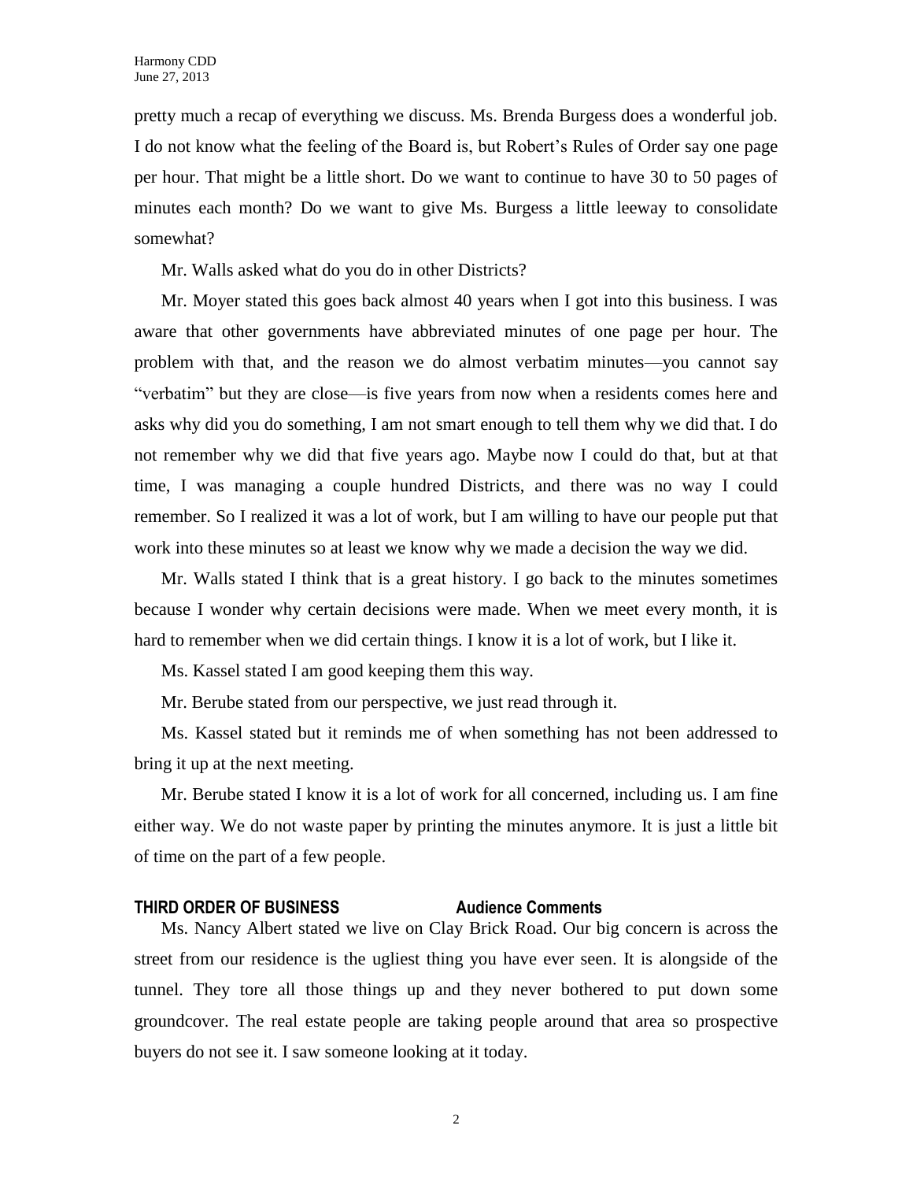pretty much a recap of everything we discuss. Ms. Brenda Burgess does a wonderful job. I do not know what the feeling of the Board is, but Robert's Rules of Order say one page per hour. That might be a little short. Do we want to continue to have 30 to 50 pages of minutes each month? Do we want to give Ms. Burgess a little leeway to consolidate somewhat?

Mr. Walls asked what do you do in other Districts?

Mr. Moyer stated this goes back almost 40 years when I got into this business. I was aware that other governments have abbreviated minutes of one page per hour. The problem with that, and the reason we do almost verbatim minutes—you cannot say "verbatim" but they are close—is five years from now when a residents comes here and asks why did you do something, I am not smart enough to tell them why we did that. I do not remember why we did that five years ago. Maybe now I could do that, but at that time, I was managing a couple hundred Districts, and there was no way I could remember. So I realized it was a lot of work, but I am willing to have our people put that work into these minutes so at least we know why we made a decision the way we did.

Mr. Walls stated I think that is a great history. I go back to the minutes sometimes because I wonder why certain decisions were made. When we meet every month, it is hard to remember when we did certain things. I know it is a lot of work, but I like it.

Ms. Kassel stated I am good keeping them this way.

Mr. Berube stated from our perspective, we just read through it.

Ms. Kassel stated but it reminds me of when something has not been addressed to bring it up at the next meeting.

Mr. Berube stated I know it is a lot of work for all concerned, including us. I am fine either way. We do not waste paper by printing the minutes anymore. It is just a little bit of time on the part of a few people.

**THIRD ORDER OF BUSINESS Audience Comments**

Ms. Nancy Albert stated we live on Clay Brick Road. Our big concern is across the street from our residence is the ugliest thing you have ever seen. It is alongside of the tunnel. They tore all those things up and they never bothered to put down some groundcover. The real estate people are taking people around that area so prospective buyers do not see it. I saw someone looking at it today.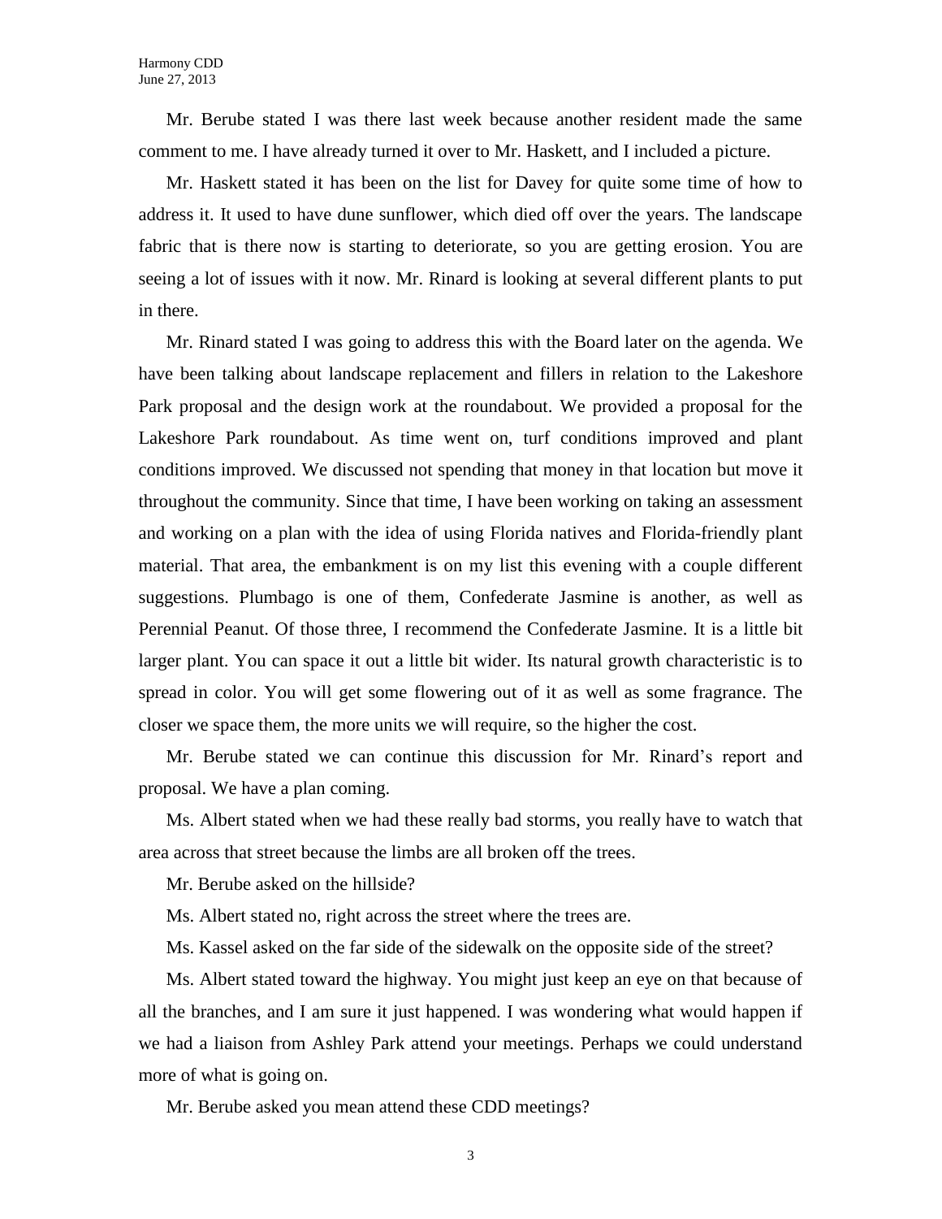Mr. Berube stated I was there last week because another resident made the same comment to me. I have already turned it over to Mr. Haskett, and I included a picture.

Mr. Haskett stated it has been on the list for Davey for quite some time of how to address it. It used to have dune sunflower, which died off over the years. The landscape fabric that is there now is starting to deteriorate, so you are getting erosion. You are seeing a lot of issues with it now. Mr. Rinard is looking at several different plants to put in there.

Mr. Rinard stated I was going to address this with the Board later on the agenda. We have been talking about landscape replacement and fillers in relation to the Lakeshore Park proposal and the design work at the roundabout. We provided a proposal for the Lakeshore Park roundabout. As time went on, turf conditions improved and plant conditions improved. We discussed not spending that money in that location but move it throughout the community. Since that time, I have been working on taking an assessment and working on a plan with the idea of using Florida natives and Florida-friendly plant material. That area, the embankment is on my list this evening with a couple different suggestions. Plumbago is one of them, Confederate Jasmine is another, as well as Perennial Peanut. Of those three, I recommend the Confederate Jasmine. It is a little bit larger plant. You can space it out a little bit wider. Its natural growth characteristic is to spread in color. You will get some flowering out of it as well as some fragrance. The closer we space them, the more units we will require, so the higher the cost.

Mr. Berube stated we can continue this discussion for Mr. Rinard's report and proposal. We have a plan coming.

Ms. Albert stated when we had these really bad storms, you really have to watch that area across that street because the limbs are all broken off the trees.

Mr. Berube asked on the hillside?

Ms. Albert stated no, right across the street where the trees are.

Ms. Kassel asked on the far side of the sidewalk on the opposite side of the street?

Ms. Albert stated toward the highway. You might just keep an eye on that because of all the branches, and I am sure it just happened. I was wondering what would happen if we had a liaison from Ashley Park attend your meetings. Perhaps we could understand more of what is going on.

Mr. Berube asked you mean attend these CDD meetings?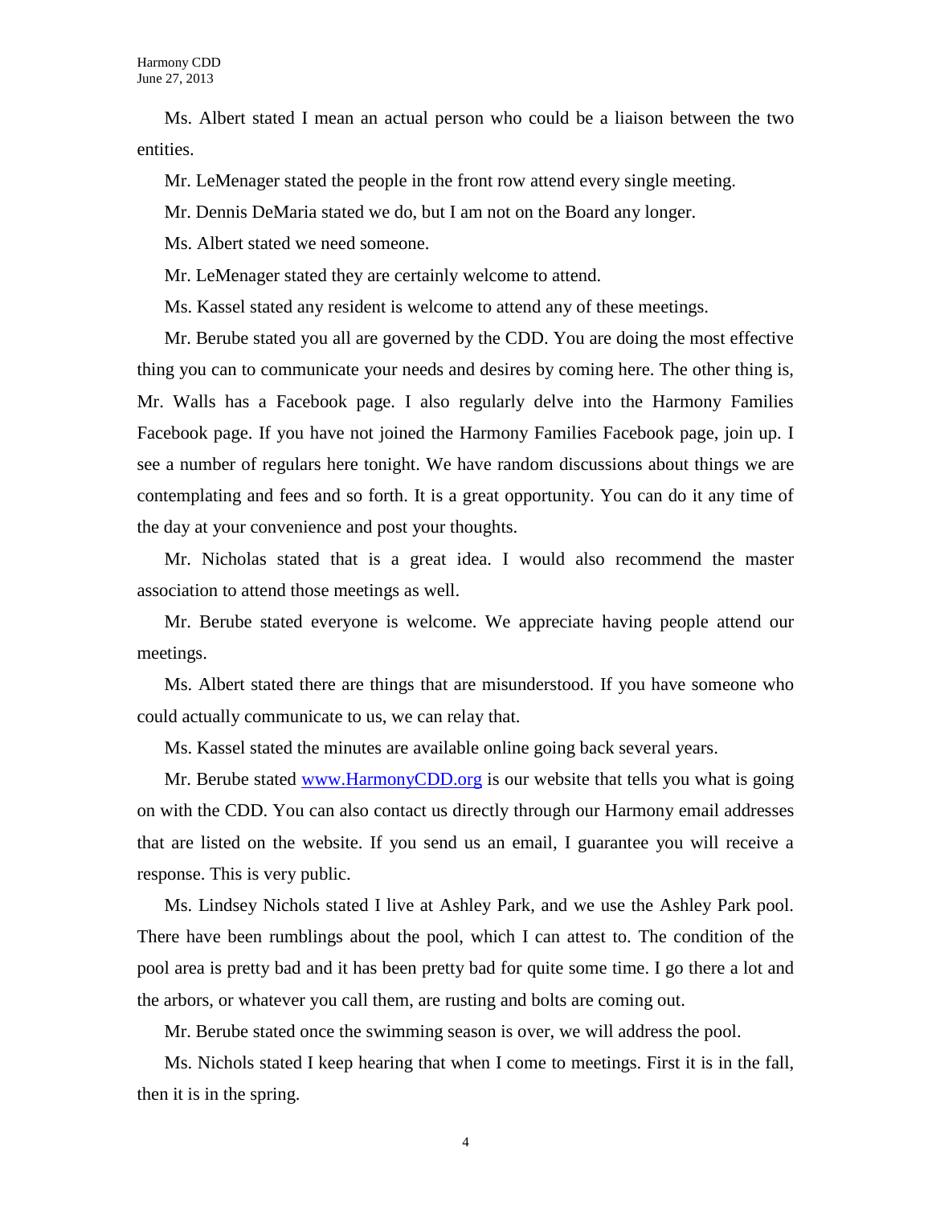Ms. Albert stated I mean an actual person who could be a liaison between the two entities.

Mr. LeMenager stated the people in the front row attend every single meeting.

Mr. Dennis DeMaria stated we do, but I am not on the Board any longer.

Ms. Albert stated we need someone.

Mr. LeMenager stated they are certainly welcome to attend.

Ms. Kassel stated any resident is welcome to attend any of these meetings.

Mr. Berube stated you all are governed by the CDD. You are doing the most effective thing you can to communicate your needs and desires by coming here. The other thing is, Mr. Walls has a Facebook page. I also regularly delve into the Harmony Families Facebook page. If you have not joined the Harmony Families Facebook page, join up. I see a number of regulars here tonight. We have random discussions about things we are contemplating and fees and so forth. It is a great opportunity. You can do it any time of the day at your convenience and post your thoughts.

Mr. Nicholas stated that is a great idea. I would also recommend the master association to attend those meetings as well.

Mr. Berube stated everyone is welcome. We appreciate having people attend our meetings.

Ms. Albert stated there are things that are misunderstood. If you have someone who could actually communicate to us, we can relay that.

Ms. Kassel stated the minutes are available online going back several years.

Mr. Berube stated [www.HarmonyCDD.org](http://www.HarmonyCDD.org) is our website that tells you what is going on with the CDD. You can also contact us directly through our Harmony email addresses that are listed on the website. If you send us an email, I guarantee you will receive a response. This is very public.

Ms. Lindsey Nichols stated I live at Ashley Park, and we use the Ashley Park pool. There have been rumblings about the pool, which I can attest to. The condition of the pool area is pretty bad and it has been pretty bad for quite some time. I go there a lot and the arbors, or whatever you call them, are rusting and bolts are coming out.

Mr. Berube stated once the swimming season is over, we will address the pool.

Ms. Nichols stated I keep hearing that when I come to meetings. First it is in the fall, then it is in the spring.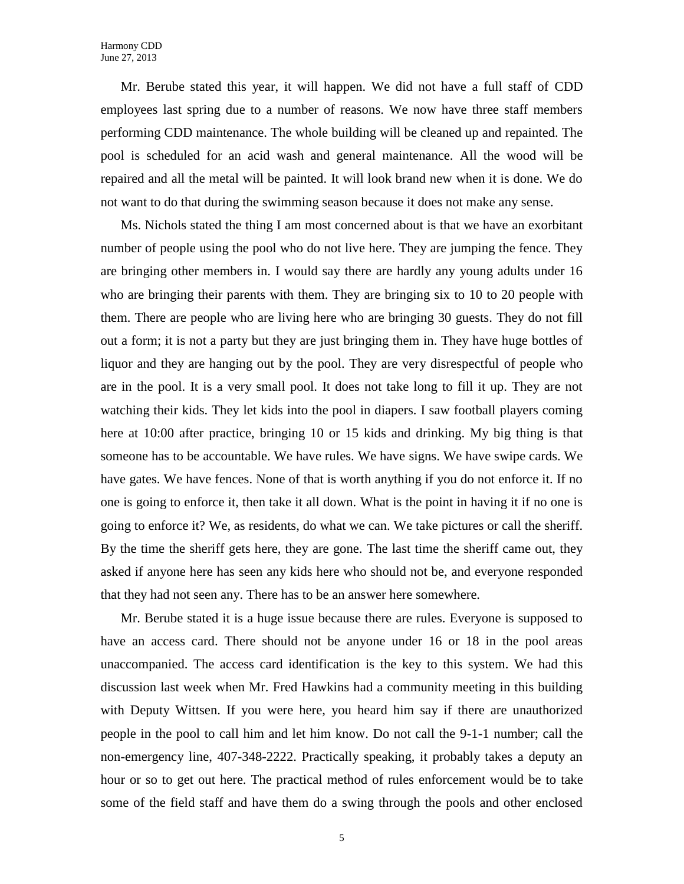Mr. Berube stated this year, it will happen. We did not have a full staff of CDD employees last spring due to a number of reasons. We now have three staff members performing CDD maintenance. The whole building will be cleaned up and repainted. The pool is scheduled for an acid wash and general maintenance. All the wood will be repaired and all the metal will be painted. It will look brand new when it is done. We do not want to do that during the swimming season because it does not make any sense.

Ms. Nichols stated the thing I am most concerned about is that we have an exorbitant number of people using the pool who do not live here. They are jumping the fence. They are bringing other members in. I would say there are hardly any young adults under 16 who are bringing their parents with them. They are bringing six to 10 to 20 people with them. There are people who are living here who are bringing 30 guests. They do not fill out a form; it is not a party but they are just bringing them in. They have huge bottles of liquor and they are hanging out by the pool. They are very disrespectful of people who are in the pool. It is a very small pool. It does not take long to fill it up. They are not watching their kids. They let kids into the pool in diapers. I saw football players coming here at 10:00 after practice, bringing 10 or 15 kids and drinking. My big thing is that someone has to be accountable. We have rules. We have signs. We have swipe cards. We have gates. We have fences. None of that is worth anything if you do not enforce it. If no one is going to enforce it, then take it all down. What is the point in having it if no one is going to enforce it? We, as residents, do what we can. We take pictures or call the sheriff. By the time the sheriff gets here, they are gone. The last time the sheriff came out, they asked if anyone here has seen any kids here who should not be, and everyone responded that they had not seen any. There has to be an answer here somewhere.

Mr. Berube stated it is a huge issue because there are rules. Everyone is supposed to have an access card. There should not be anyone under 16 or 18 in the pool areas unaccompanied. The access card identification is the key to this system. We had this discussion last week when Mr. Fred Hawkins had a community meeting in this building with Deputy Wittsen. If you were here, you heard him say if there are unauthorized people in the pool to call him and let him know. Do not call the 9-1-1 number; call the non-emergency line, 407-348-2222. Practically speaking, it probably takes a deputy an hour or so to get out here. The practical method of rules enforcement would be to take some of the field staff and have them do a swing through the pools and other enclosed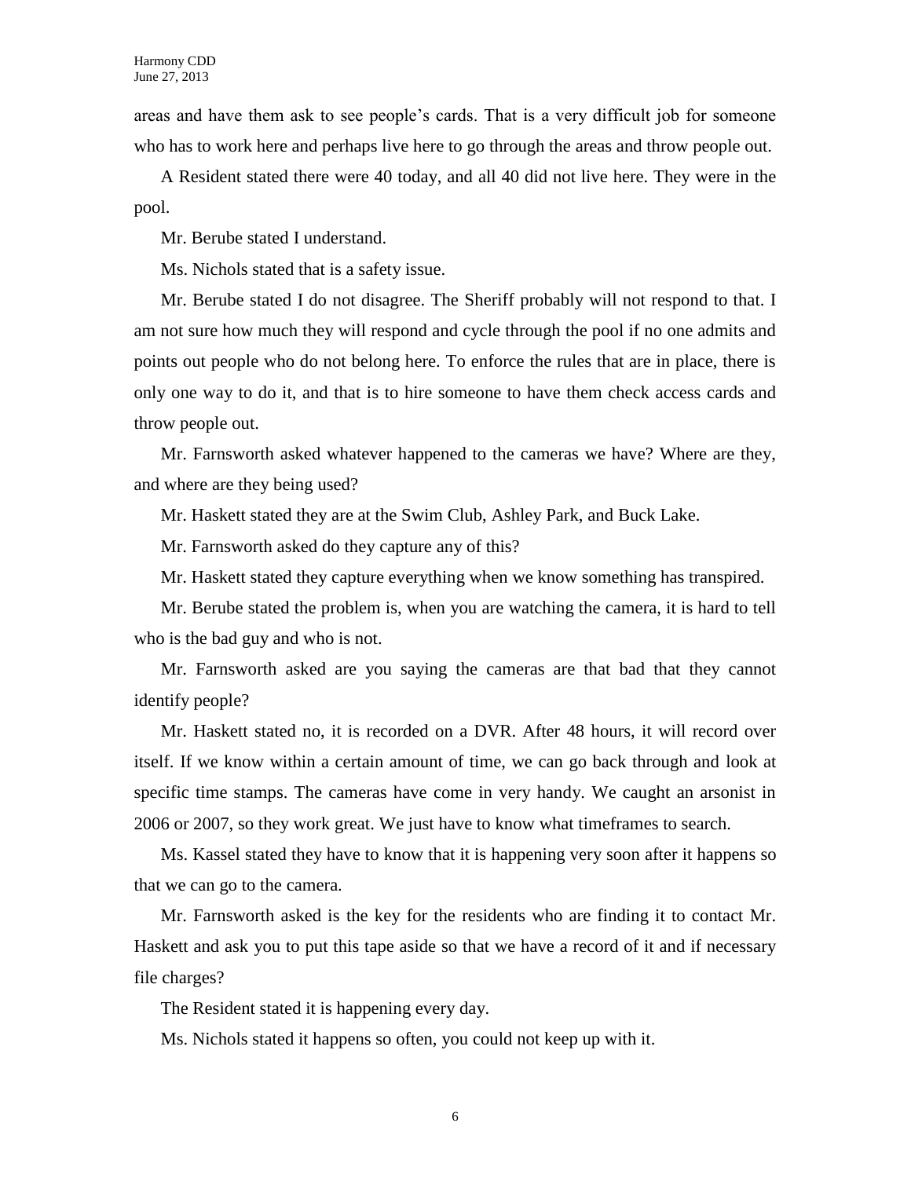areas and have them ask to see people's cards. That is a very difficult job for someone who has to work here and perhaps live here to go through the areas and throw people out.

A Resident stated there were 40 today, and all 40 did not live here. They were in the pool.

Mr. Berube stated I understand.

Ms. Nichols stated that is a safety issue.

Mr. Berube stated I do not disagree. The Sheriff probably will not respond to that. I am not sure how much they will respond and cycle through the pool if no one admits and points out people who do not belong here. To enforce the rules that are in place, there is only one way to do it, and that is to hire someone to have them check access cards and throw people out.

Mr. Farnsworth asked whatever happened to the cameras we have? Where are they, and where are they being used?

Mr. Haskett stated they are at the Swim Club, Ashley Park, and Buck Lake.

Mr. Farnsworth asked do they capture any of this?

Mr. Haskett stated they capture everything when we know something has transpired.

Mr. Berube stated the problem is, when you are watching the camera, it is hard to tell who is the bad guy and who is not.

Mr. Farnsworth asked are you saying the cameras are that bad that they cannot identify people?

Mr. Haskett stated no, it is recorded on a DVR. After 48 hours, it will record over itself. If we know within a certain amount of time, we can go back through and look at specific time stamps. The cameras have come in very handy. We caught an arsonist in 2006 or 2007, so they work great. We just have to know what timeframes to search.

Ms. Kassel stated they have to know that it is happening very soon after it happens so that we can go to the camera.

Mr. Farnsworth asked is the key for the residents who are finding it to contact Mr. Haskett and ask you to put this tape aside so that we have a record of it and if necessary file charges?

The Resident stated it is happening every day.

Ms. Nichols stated it happens so often, you could not keep up with it.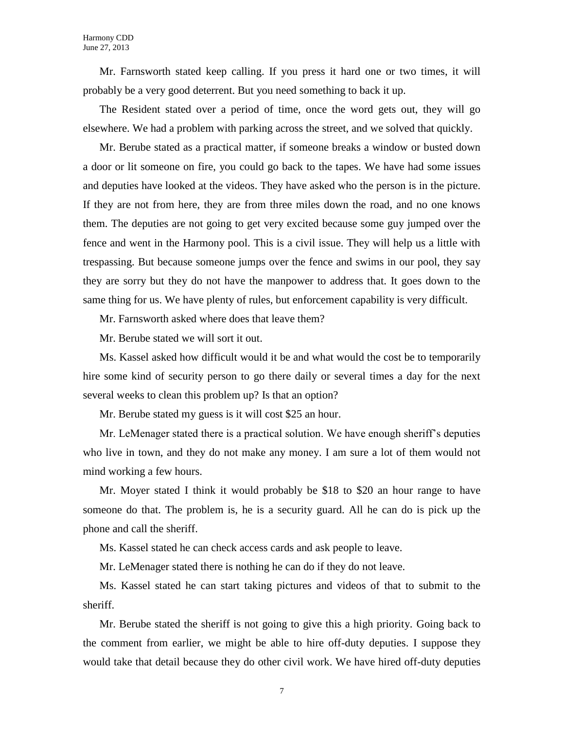Mr. Farnsworth stated keep calling. If you press it hard one or two times, it will probably be a very good deterrent. But you need something to back it up.

The Resident stated over a period of time, once the word gets out, they will go elsewhere. We had a problem with parking across the street, and we solved that quickly.

Mr. Berube stated as a practical matter, if someone breaks a window or busted down a door or lit someone on fire, you could go back to the tapes. We have had some issues and deputies have looked at the videos. They have asked who the person is in the picture. If they are not from here, they are from three miles down the road, and no one knows them. The deputies are not going to get very excited because some guy jumped over the fence and went in the Harmony pool. This is a civil issue. They will help us a little with trespassing. But because someone jumps over the fence and swims in our pool, they say they are sorry but they do not have the manpower to address that. It goes down to the same thing for us. We have plenty of rules, but enforcement capability is very difficult.

Mr. Farnsworth asked where does that leave them?

Mr. Berube stated we will sort it out.

Ms. Kassel asked how difficult would it be and what would the cost be to temporarily hire some kind of security person to go there daily or several times a day for the next several weeks to clean this problem up? Is that an option?

Mr. Berube stated my guess is it will cost $25 an hour.

Mr. LeMenager stated there is a practical solution. We have enough sheriff's deputies who live in town, and they do not make any money. I am sure a lot of them would not mind working a few hours.

Mr. Moyer stated I think it would probably be $18 to $20 an hour range to have someone do that. The problem is, he is a security guard. All he can do is pick up the phone and call the sheriff.

Ms. Kassel stated he can check access cards and ask people to leave.

Mr. LeMenager stated there is nothing he can do if they do not leave.

Ms. Kassel stated he can start taking pictures and videos of that to submit to the sheriff.

Mr. Berube stated the sheriff is not going to give this a high priority. Going back to the comment from earlier, we might be able to hire off-duty deputies. I suppose they would take that detail because they do other civil work. We have hired off-duty deputies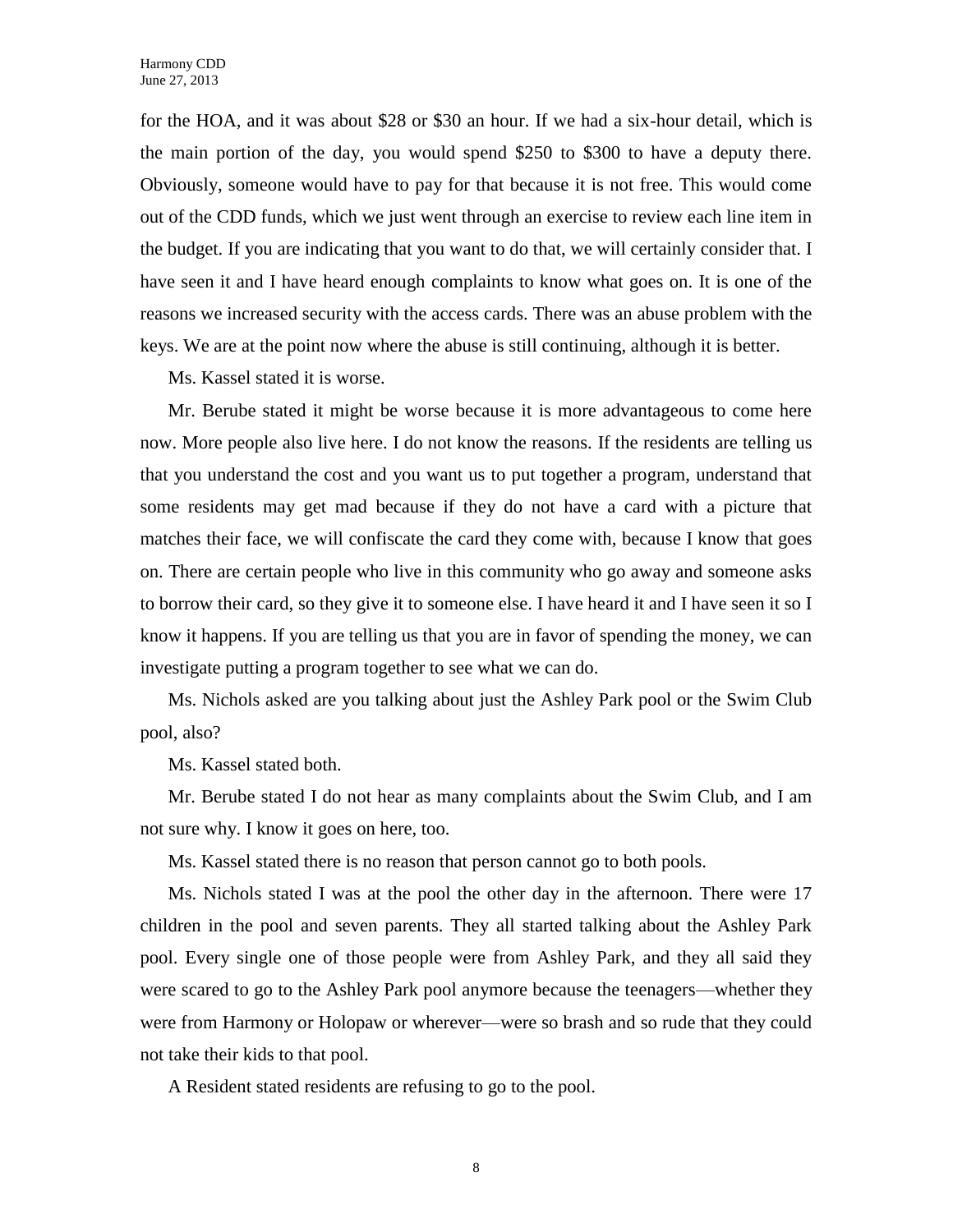for the HOA, and it was about $28 or $30 an hour. If we had a six-hour detail, which is the main portion of the day, you would spend $250 to $300 to have a deputy there. Obviously, someone would have to pay for that because it is not free. This would come out of the CDD funds, which we just went through an exercise to review each line item in the budget. If you are indicating that you want to do that, we will certainly consider that. I have seen it and I have heard enough complaints to know what goes on. It is one of the reasons we increased security with the access cards. There was an abuse problem with the keys. We are at the point now where the abuse is still continuing, although it is better.

Ms. Kassel stated it is worse.

Mr. Berube stated it might be worse because it is more advantageous to come here now. More people also live here. I do not know the reasons. If the residents are telling us that you understand the cost and you want us to put together a program, understand that some residents may get mad because if they do not have a card with a picture that matches their face, we will confiscate the card they come with, because I know that goes on. There are certain people who live in this community who go away and someone asks to borrow their card, so they give it to someone else. I have heard it and I have seen it so I know it happens. If you are telling us that you are in favor of spending the money, we can investigate putting a program together to see what we can do.

Ms. Nichols asked are you talking about just the Ashley Park pool or the Swim Club pool, also?

Ms. Kassel stated both.

Mr. Berube stated I do not hear as many complaints about the Swim Club, and I am not sure why. I know it goes on here, too.

Ms. Kassel stated there is no reason that person cannot go to both pools.

Ms. Nichols stated I was at the pool the other day in the afternoon. There were 17 children in the pool and seven parents. They all started talking about the Ashley Park pool. Every single one of those people were from Ashley Park, and they all said they were scared to go to the Ashley Park pool anymore because the teenagers—whether they were from Harmony or Holopaw or wherever—were so brash and so rude that they could not take their kids to that pool.

A Resident stated residents are refusing to go to the pool.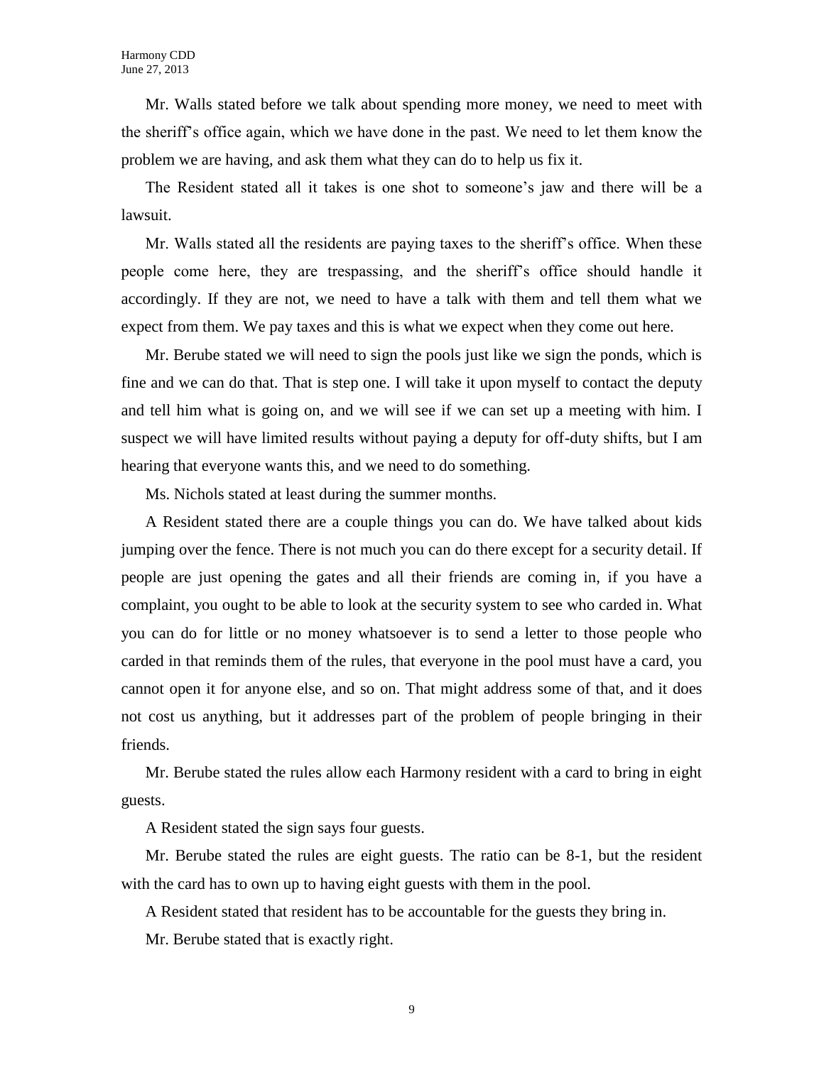Mr. Walls stated before we talk about spending more money, we need to meet with the sheriff's office again, which we have done in the past. We need to let them know the problem we are having, and ask them what they can do to help us fix it.

The Resident stated all it takes is one shot to someone's jaw and there will be a lawsuit.

Mr. Walls stated all the residents are paying taxes to the sheriff's office. When these people come here, they are trespassing, and the sheriff's office should handle it accordingly. If they are not, we need to have a talk with them and tell them what we expect from them. We pay taxes and this is what we expect when they come out here.

Mr. Berube stated we will need to sign the pools just like we sign the ponds, which is fine and we can do that. That is step one. I will take it upon myself to contact the deputy and tell him what is going on, and we will see if we can set up a meeting with him. I suspect we will have limited results without paying a deputy for off-duty shifts, but I am hearing that everyone wants this, and we need to do something.

Ms. Nichols stated at least during the summer months.

A Resident stated there are a couple things you can do. We have talked about kids jumping over the fence. There is not much you can do there except for a security detail. If people are just opening the gates and all their friends are coming in, if you have a complaint, you ought to be able to look at the security system to see who carded in. What you can do for little or no money whatsoever is to send a letter to those people who carded in that reminds them of the rules, that everyone in the pool must have a card, you cannot open it for anyone else, and so on. That might address some of that, and it does not cost us anything, but it addresses part of the problem of people bringing in their friends.

Mr. Berube stated the rules allow each Harmony resident with a card to bring in eight guests.

A Resident stated the sign says four guests.

Mr. Berube stated the rules are eight guests. The ratio can be 8-1, but the resident with the card has to own up to having eight guests with them in the pool.

A Resident stated that resident has to be accountable for the guests they bring in.

Mr. Berube stated that is exactly right.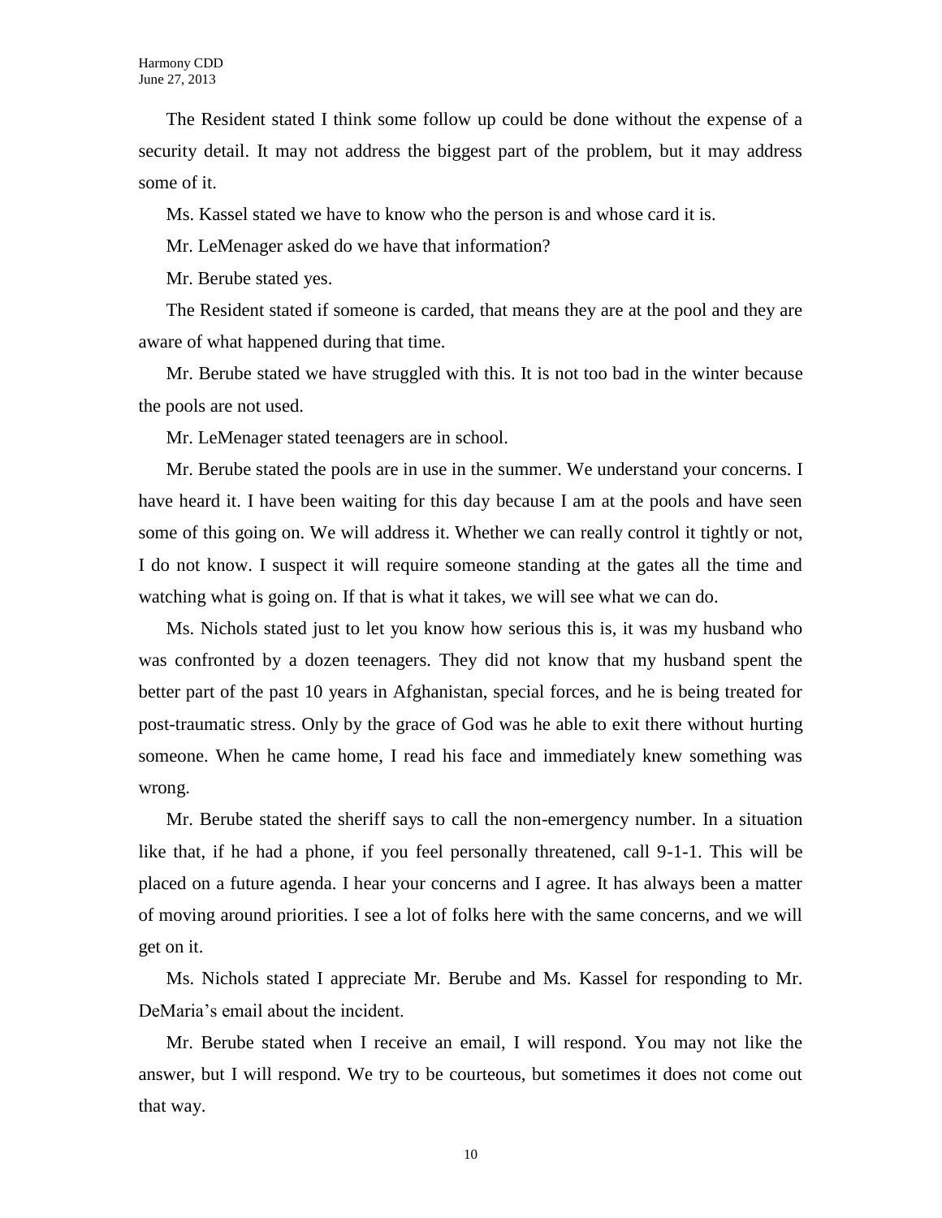The Resident stated I think some follow up could be done without the expense of a security detail. It may not address the biggest part of the problem, but it may address some of it.

Ms. Kassel stated we have to know who the person is and whose card it is.

Mr. LeMenager asked do we have that information?

Mr. Berube stated yes.

The Resident stated if someone is carded, that means they are at the pool and they are aware of what happened during that time.

Mr. Berube stated we have struggled with this. It is not too bad in the winter because the pools are not used.

Mr. LeMenager stated teenagers are in school.

Mr. Berube stated the pools are in use in the summer. We understand your concerns. I have heard it. I have been waiting for this day because I am at the pools and have seen some of this going on. We will address it. Whether we can really control it tightly or not, I do not know. I suspect it will require someone standing at the gates all the time and watching what is going on. If that is what it takes, we will see what we can do.

Ms. Nichols stated just to let you know how serious this is, it was my husband who was confronted by a dozen teenagers. They did not know that my husband spent the better part of the past 10 years in Afghanistan, special forces, and he is being treated for post-traumatic stress. Only by the grace of God was he able to exit there without hurting someone. When he came home, I read his face and immediately knew something was wrong.

Mr. Berube stated the sheriff says to call the non-emergency number. In a situation like that, if he had a phone, if you feel personally threatened, call 9-1-1. This will be placed on a future agenda. I hear your concerns and I agree. It has always been a matter of moving around priorities. I see a lot of folks here with the same concerns, and we will get on it.

Ms. Nichols stated I appreciate Mr. Berube and Ms. Kassel for responding to Mr. DeMaria's email about the incident.

Mr. Berube stated when I receive an email, I will respond. You may not like the answer, but I will respond. We try to be courteous, but sometimes it does not come out that way.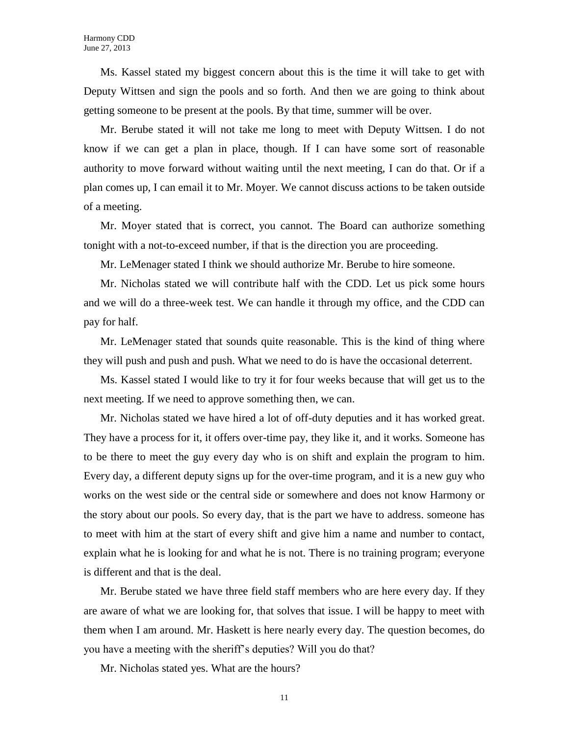Ms. Kassel stated my biggest concern about this is the time it will take to get with Deputy Wittsen and sign the pools and so forth. And then we are going to think about getting someone to be present at the pools. By that time, summer will be over.

Mr. Berube stated it will not take me long to meet with Deputy Wittsen. I do not know if we can get a plan in place, though. If I can have some sort of reasonable authority to move forward without waiting until the next meeting, I can do that. Or if a plan comes up, I can email it to Mr. Moyer. We cannot discuss actions to be taken outside of a meeting.

Mr. Moyer stated that is correct, you cannot. The Board can authorize something tonight with a not-to-exceed number, if that is the direction you are proceeding.

Mr. LeMenager stated I think we should authorize Mr. Berube to hire someone.

Mr. Nicholas stated we will contribute half with the CDD. Let us pick some hours and we will do a three-week test. We can handle it through my office, and the CDD can pay for half.

Mr. LeMenager stated that sounds quite reasonable. This is the kind of thing where they will push and push and push. What we need to do is have the occasional deterrent.

Ms. Kassel stated I would like to try it for four weeks because that will get us to the next meeting. If we need to approve something then, we can.

Mr. Nicholas stated we have hired a lot of off-duty deputies and it has worked great. They have a process for it, it offers over-time pay, they like it, and it works. Someone has to be there to meet the guy every day who is on shift and explain the program to him. Every day, a different deputy signs up for the over-time program, and it is a new guy who works on the west side or the central side or somewhere and does not know Harmony or the story about our pools. So every day, that is the part we have to address. someone has to meet with him at the start of every shift and give him a name and number to contact, explain what he is looking for and what he is not. There is no training program; everyone is different and that is the deal.

Mr. Berube stated we have three field staff members who are here every day. If they are aware of what we are looking for, that solves that issue. I will be happy to meet with them when I am around. Mr. Haskett is here nearly every day. The question becomes, do you have a meeting with the sheriff's deputies? Will you do that?

Mr. Nicholas stated yes. What are the hours?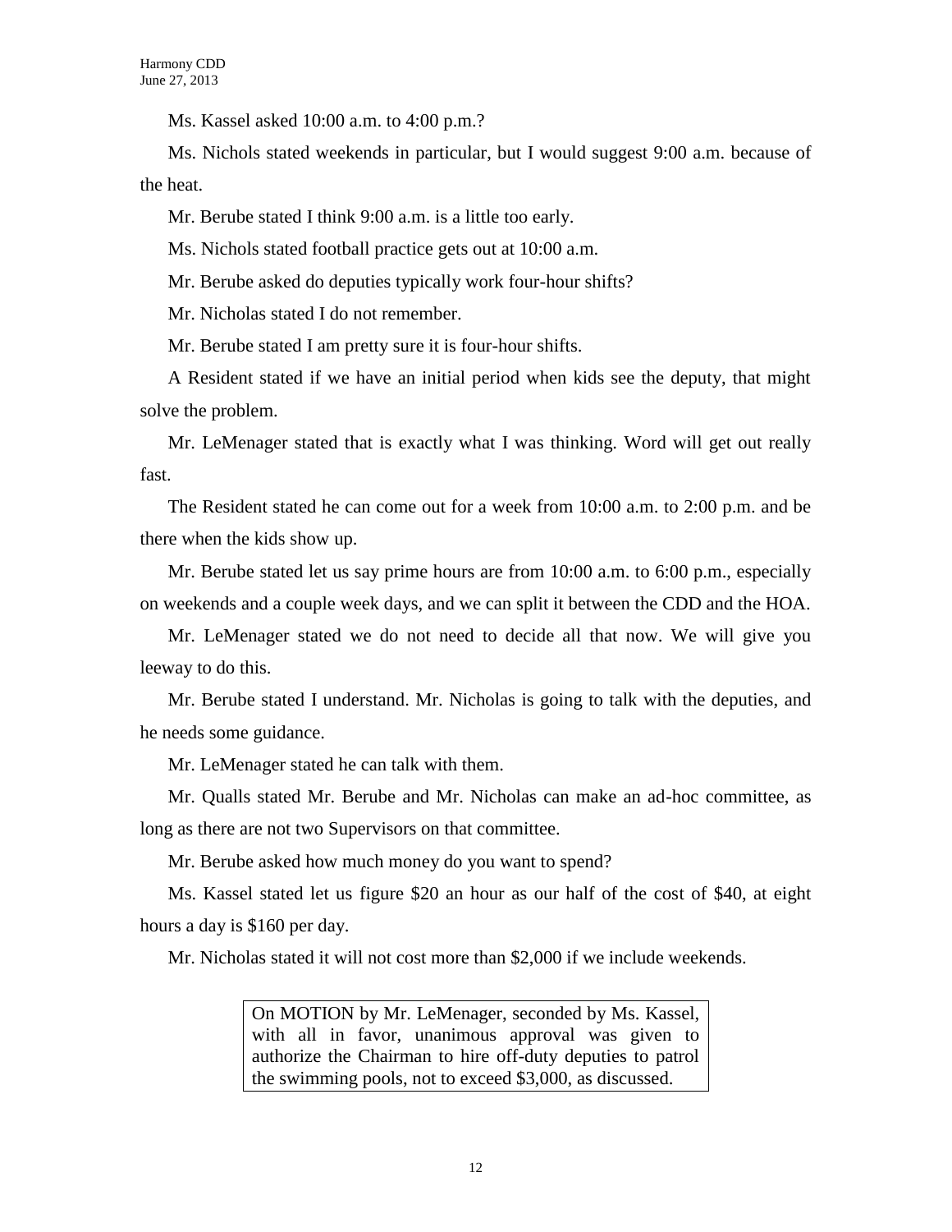Ms. Kassel asked 10:00 a.m. to 4:00 p.m.?

Ms. Nichols stated weekends in particular, but I would suggest 9:00 a.m. because of the heat.

Mr. Berube stated I think 9:00 a.m. is a little too early.

Ms. Nichols stated football practice gets out at 10:00 a.m.

Mr. Berube asked do deputies typically work four-hour shifts?

Mr. Nicholas stated I do not remember.

Mr. Berube stated I am pretty sure it is four-hour shifts.

A Resident stated if we have an initial period when kids see the deputy, that might solve the problem.

Mr. LeMenager stated that is exactly what I was thinking. Word will get out really fast.

The Resident stated he can come out for a week from 10:00 a.m. to 2:00 p.m. and be there when the kids show up.

Mr. Berube stated let us say prime hours are from 10:00 a.m. to 6:00 p.m., especially on weekends and a couple week days, and we can split it between the CDD and the HOA.

Mr. LeMenager stated we do not need to decide all that now. We will give you leeway to do this.

Mr. Berube stated I understand. Mr. Nicholas is going to talk with the deputies, and he needs some guidance.

Mr. LeMenager stated he can talk with them.

Mr. Qualls stated Mr. Berube and Mr. Nicholas can make an ad-hoc committee, as long as there are not two Supervisors on that committee.

Mr. Berube asked how much money do you want to spend?

Ms. Kassel stated let us figure $20 an hour as our half of the cost of $40, at eight hours a day is $160 per day.

Mr. Nicholas stated it will not cost more than $2,000 if we include weekends.

> On MOTION by Mr. LeMenager, seconded by Ms. Kassel, with all in favor, unanimous approval was given to authorize the Chairman to hire off-duty deputies to patrol the swimming pools, not to exceed $3,000, as discussed.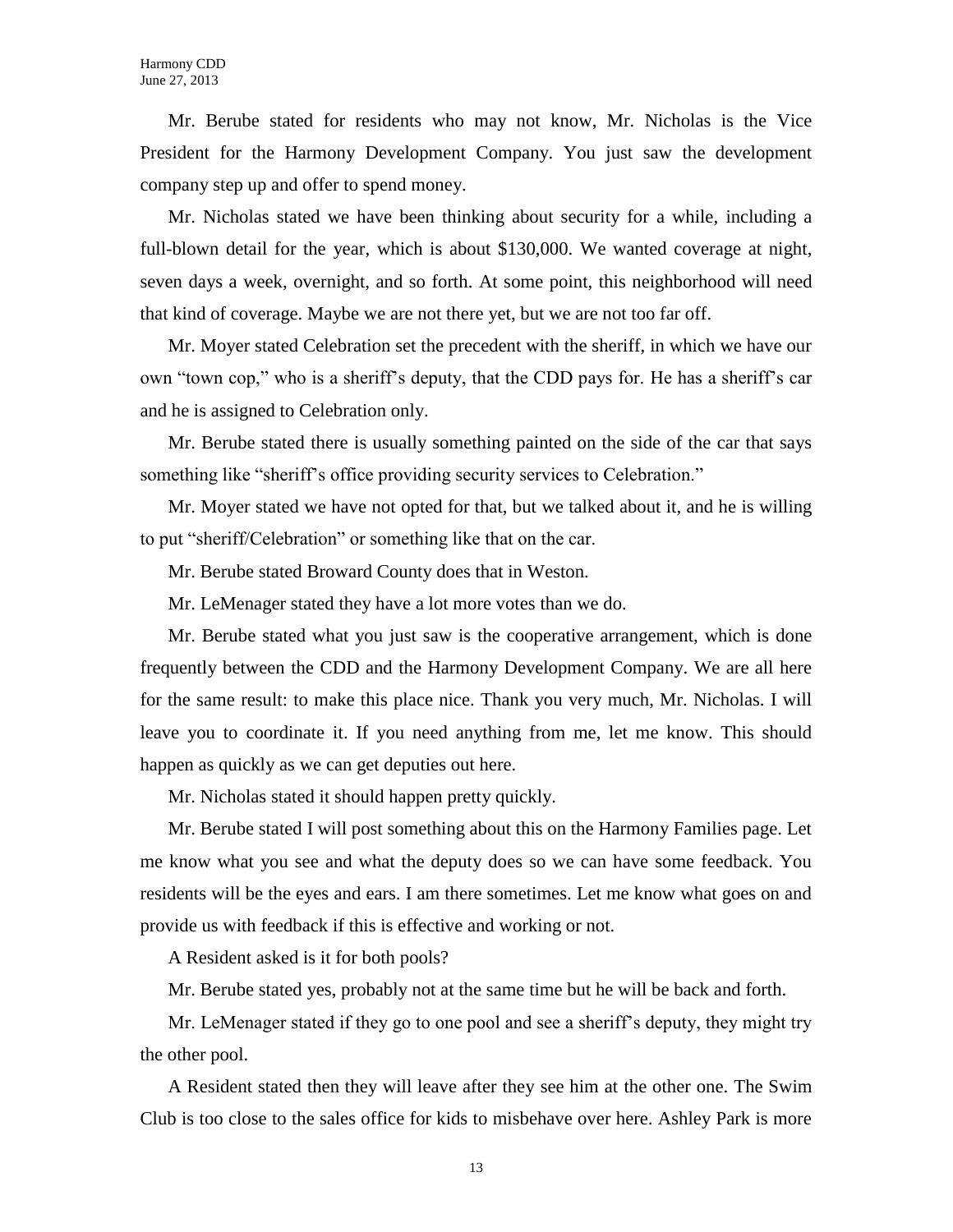Mr. Berube stated for residents who may not know, Mr. Nicholas is the Vice President for the Harmony Development Company. You just saw the development company step up and offer to spend money.

Mr. Nicholas stated we have been thinking about security for a while, including a full-blown detail for the year, which is about $130,000. We wanted coverage at night, seven days a week, overnight, and so forth. At some point, this neighborhood will need that kind of coverage. Maybe we are not there yet, but we are not too far off.

Mr. Moyer stated Celebration set the precedent with the sheriff, in which we have our own "town cop," who is a sheriff's deputy, that the CDD pays for. He has a sheriff's car and he is assigned to Celebration only.

Mr. Berube stated there is usually something painted on the side of the car that says something like "sheriff's office providing security services to Celebration."

Mr. Moyer stated we have not opted for that, but we talked about it, and he is willing to put "sheriff/Celebration" or something like that on the car.

Mr. Berube stated Broward County does that in Weston.

Mr. LeMenager stated they have a lot more votes than we do.

Mr. Berube stated what you just saw is the cooperative arrangement, which is done frequently between the CDD and the Harmony Development Company. We are all here for the same result: to make this place nice. Thank you very much, Mr. Nicholas. I will leave you to coordinate it. If you need anything from me, let me know. This should happen as quickly as we can get deputies out here.

Mr. Nicholas stated it should happen pretty quickly.

Mr. Berube stated I will post something about this on the Harmony Families page. Let me know what you see and what the deputy does so we can have some feedback. You residents will be the eyes and ears. I am there sometimes. Let me know what goes on and provide us with feedback if this is effective and working or not.

A Resident asked is it for both pools?

Mr. Berube stated yes, probably not at the same time but he will be back and forth.

Mr. LeMenager stated if they go to one pool and see a sheriff's deputy, they might try the other pool.

A Resident stated then they will leave after they see him at the other one. The Swim Club is too close to the sales office for kids to misbehave over here. Ashley Park is more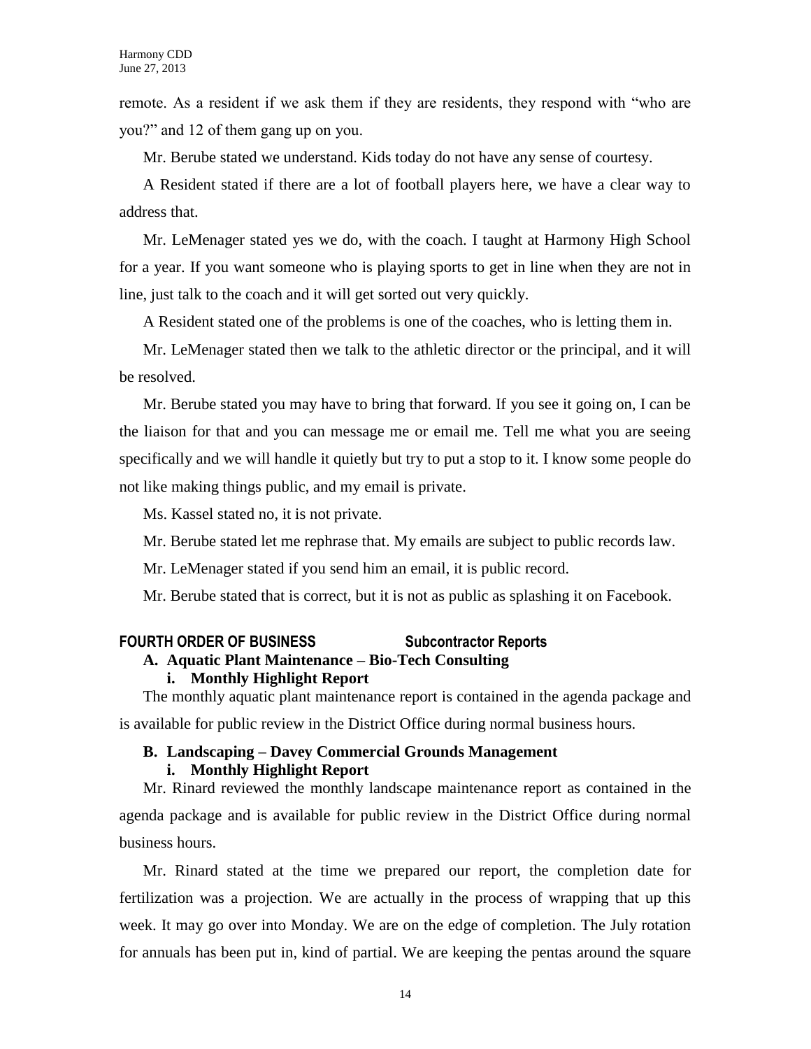remote. As a resident if we ask them if they are residents, they respond with "who are you?" and 12 of them gang up on you.

Mr. Berube stated we understand. Kids today do not have any sense of courtesy.

A Resident stated if there are a lot of football players here, we have a clear way to address that.

Mr. LeMenager stated yes we do, with the coach. I taught at Harmony High School for a year. If you want someone who is playing sports to get in line when they are not in line, just talk to the coach and it will get sorted out very quickly.

A Resident stated one of the problems is one of the coaches, who is letting them in.

Mr. LeMenager stated then we talk to the athletic director or the principal, and it will be resolved.

Mr. Berube stated you may have to bring that forward. If you see it going on, I can be the liaison for that and you can message me or email me. Tell me what you are seeing specifically and we will handle it quietly but try to put a stop to it. I know some people do not like making things public, and my email is private.

Ms. Kassel stated no, it is not private.

Mr. Berube stated let me rephrase that. My emails are subject to public records law.

Mr. LeMenager stated if you send him an email, it is public record.

Mr. Berube stated that is correct, but it is not as public as splashing it on Facebook.

## FOURTH ORDER OF BUSINESS — Subcontractor Reports

### A. Aquatic Plant Maintenance – Bio-Tech Consulting

#### i. Monthly Highlight Report

The monthly aquatic plant maintenance report is contained in the agenda package and is available for public review in the District Office during normal business hours.

### B. Landscaping – Davey Commercial Grounds Management

#### i. Monthly Highlight Report

Mr. Rinard reviewed the monthly landscape maintenance report as contained in the agenda package and is available for public review in the District Office during normal business hours.

Mr. Rinard stated at the time we prepared our report, the completion date for fertilization was a projection. We are actually in the process of wrapping that up this week. It may go over into Monday. We are on the edge of completion. The July rotation for annuals has been put in, kind of partial. We are keeping the pentas around the square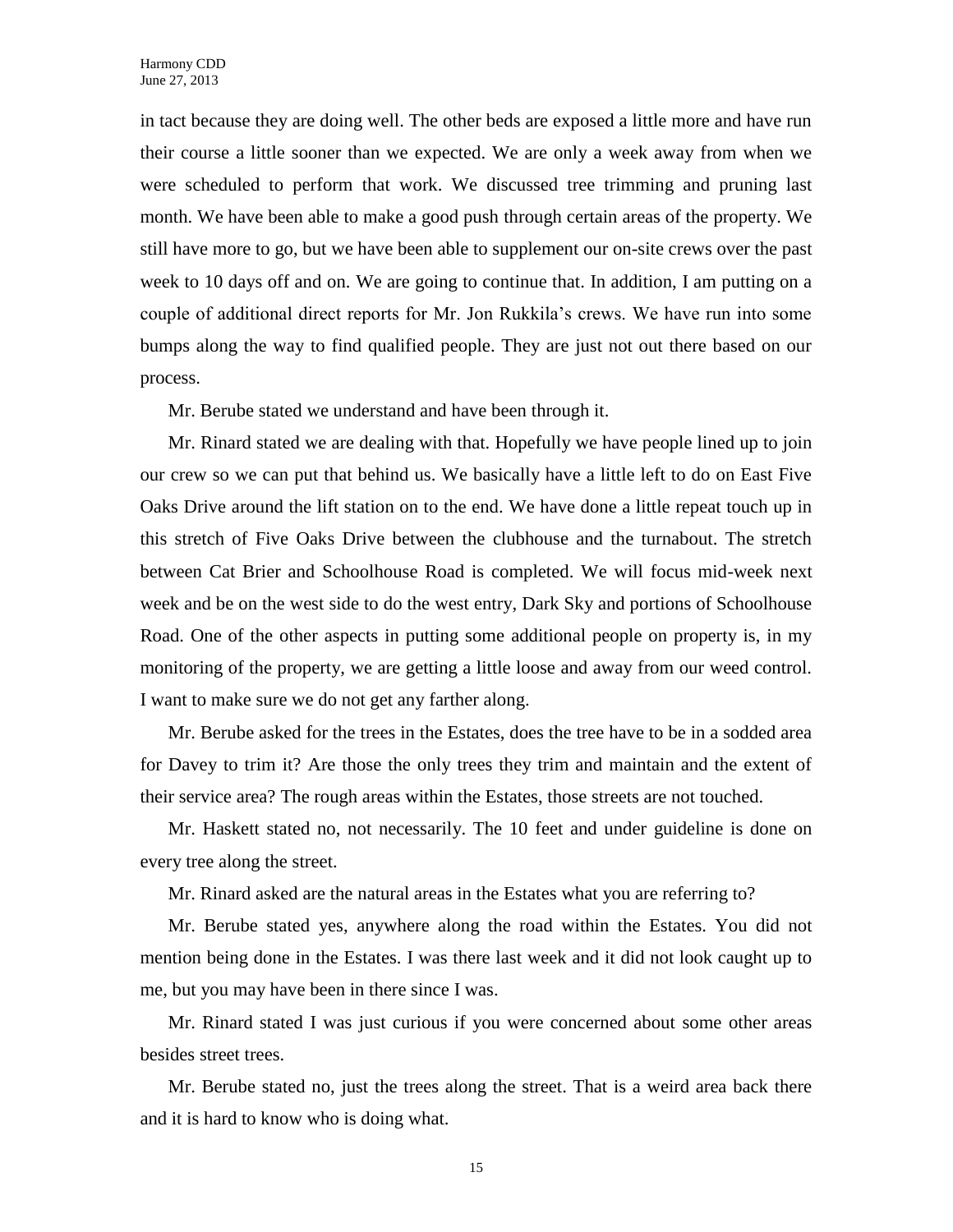in tact because they are doing well. The other beds are exposed a little more and have run their course a little sooner than we expected. We are only a week away from when we were scheduled to perform that work. We discussed tree trimming and pruning last month. We have been able to make a good push through certain areas of the property. We still have more to go, but we have been able to supplement our on-site crews over the past week to 10 days off and on. We are going to continue that. In addition, I am putting on a couple of additional direct reports for Mr. Jon Rukkila's crews. We have run into some bumps along the way to find qualified people. They are just not out there based on our process.

Mr. Berube stated we understand and have been through it.

Mr. Rinard stated we are dealing with that. Hopefully we have people lined up to join our crew so we can put that behind us. We basically have a little left to do on East Five Oaks Drive around the lift station on to the end. We have done a little repeat touch up in this stretch of Five Oaks Drive between the clubhouse and the turnabout. The stretch between Cat Brier and Schoolhouse Road is completed. We will focus mid-week next week and be on the west side to do the west entry, Dark Sky and portions of Schoolhouse Road. One of the other aspects in putting some additional people on property is, in my monitoring of the property, we are getting a little loose and away from our weed control. I want to make sure we do not get any farther along.

Mr. Berube asked for the trees in the Estates, does the tree have to be in a sodded area for Davey to trim it? Are those the only trees they trim and maintain and the extent of their service area? The rough areas within the Estates, those streets are not touched.

Mr. Haskett stated no, not necessarily. The 10 feet and under guideline is done on every tree along the street.

Mr. Rinard asked are the natural areas in the Estates what you are referring to?

Mr. Berube stated yes, anywhere along the road within the Estates. You did not mention being done in the Estates. I was there last week and it did not look caught up to me, but you may have been in there since I was.

Mr. Rinard stated I was just curious if you were concerned about some other areas besides street trees.

Mr. Berube stated no, just the trees along the street. That is a weird area back there and it is hard to know who is doing what.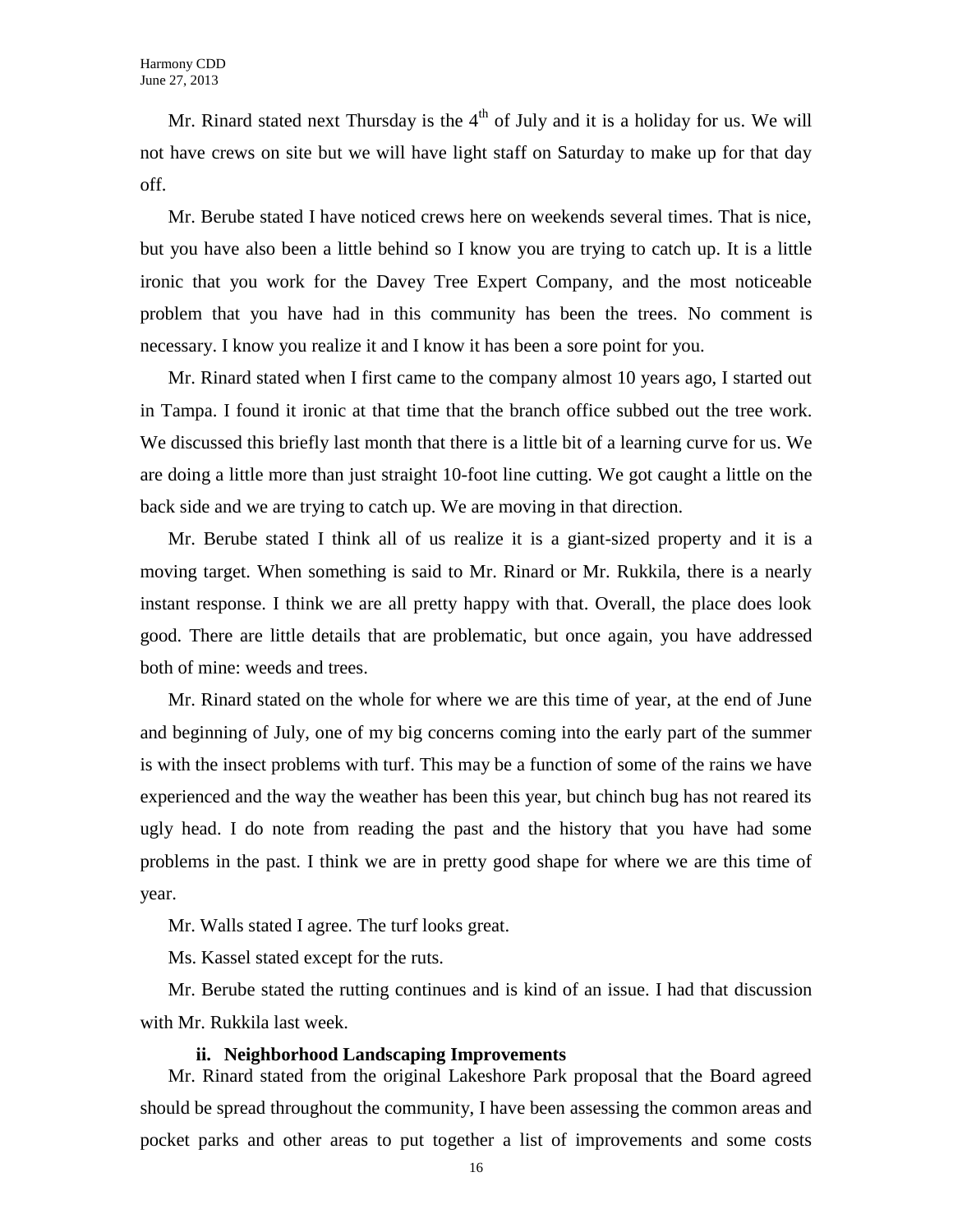Mr. Rinard stated next Thursday is the 4th of July and it is a holiday for us. We will not have crews on site but we will have light staff on Saturday to make up for that day off.

Mr. Berube stated I have noticed crews here on weekends several times. That is nice, but you have also been a little behind so I know you are trying to catch up. It is a little ironic that you work for the Davey Tree Expert Company, and the most noticeable problem that you have had in this community has been the trees. No comment is necessary. I know you realize it and I know it has been a sore point for you.

Mr. Rinard stated when I first came to the company almost 10 years ago, I started out in Tampa. I found it ironic at that time that the branch office subbed out the tree work. We discussed this briefly last month that there is a little bit of a learning curve for us. We are doing a little more than just straight 10-foot line cutting. We got caught a little on the back side and we are trying to catch up. We are moving in that direction.

Mr. Berube stated I think all of us realize it is a giant-sized property and it is a moving target. When something is said to Mr. Rinard or Mr. Rukkila, there is a nearly instant response. I think we are all pretty happy with that. Overall, the place does look good. There are little details that are problematic, but once again, you have addressed both of mine: weeds and trees.

Mr. Rinard stated on the whole for where we are this time of year, at the end of June and beginning of July, one of my big concerns coming into the early part of the summer is with the insect problems with turf. This may be a function of some of the rains we have experienced and the way the weather has been this year, but chinch bug has not reared its ugly head. I do note from reading the past and the history that you have had some problems in the past. I think we are in pretty good shape for where we are this time of year.

Mr. Walls stated I agree. The turf looks great.

Ms. Kassel stated except for the ruts.

Mr. Berube stated the rutting continues and is kind of an issue. I had that discussion with Mr. Rukkila last week.

**ii. Neighborhood Landscaping Improvements**

Mr. Rinard stated from the original Lakeshore Park proposal that the Board agreed should be spread throughout the community, I have been assessing the common areas and pocket parks and other areas to put together a list of improvements and some costs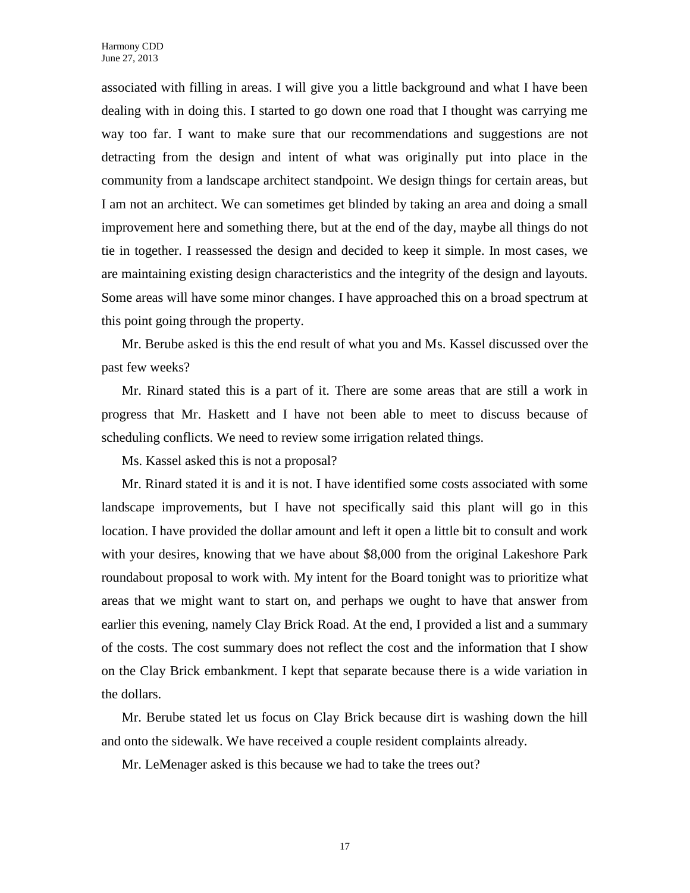associated with filling in areas. I will give you a little background and what I have been dealing with in doing this. I started to go down one road that I thought was carrying me way too far. I want to make sure that our recommendations and suggestions are not detracting from the design and intent of what was originally put into place in the community from a landscape architect standpoint. We design things for certain areas, but I am not an architect. We can sometimes get blinded by taking an area and doing a small improvement here and something there, but at the end of the day, maybe all things do not tie in together. I reassessed the design and decided to keep it simple. In most cases, we are maintaining existing design characteristics and the integrity of the design and layouts. Some areas will have some minor changes. I have approached this on a broad spectrum at this point going through the property.

Mr. Berube asked is this the end result of what you and Ms. Kassel discussed over the past few weeks?

Mr. Rinard stated this is a part of it. There are some areas that are still a work in progress that Mr. Haskett and I have not been able to meet to discuss because of scheduling conflicts. We need to review some irrigation related things.

Ms. Kassel asked this is not a proposal?

Mr. Rinard stated it is and it is not. I have identified some costs associated with some landscape improvements, but I have not specifically said this plant will go in this location. I have provided the dollar amount and left it open a little bit to consult and work with your desires, knowing that we have about $8,000 from the original Lakeshore Park roundabout proposal to work with. My intent for the Board tonight was to prioritize what areas that we might want to start on, and perhaps we ought to have that answer from earlier this evening, namely Clay Brick Road. At the end, I provided a list and a summary of the costs. The cost summary does not reflect the cost and the information that I show on the Clay Brick embankment. I kept that separate because there is a wide variation in the dollars.

Mr. Berube stated let us focus on Clay Brick because dirt is washing down the hill and onto the sidewalk. We have received a couple resident complaints already.

Mr. LeMenager asked is this because we had to take the trees out?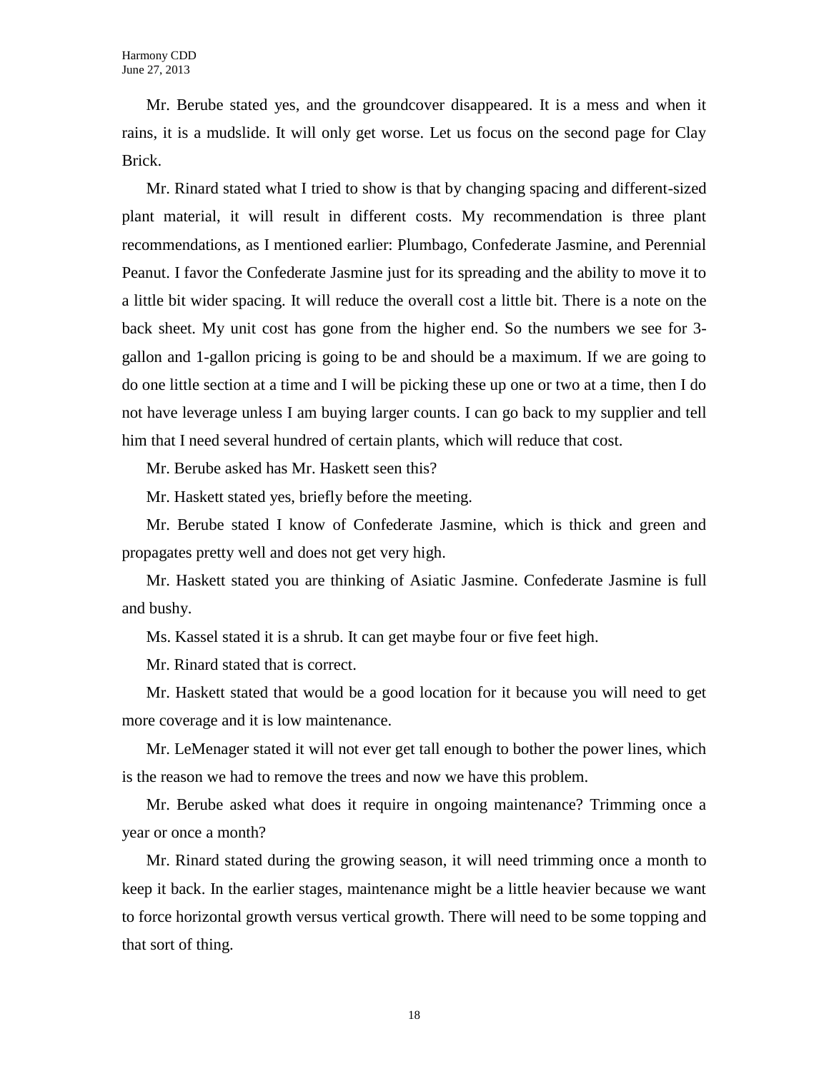Mr. Berube stated yes, and the groundcover disappeared. It is a mess and when it rains, it is a mudslide. It will only get worse. Let us focus on the second page for Clay Brick.

Mr. Rinard stated what I tried to show is that by changing spacing and different-sized plant material, it will result in different costs. My recommendation is three plant recommendations, as I mentioned earlier: Plumbago, Confederate Jasmine, and Perennial Peanut. I favor the Confederate Jasmine just for its spreading and the ability to move it to a little bit wider spacing. It will reduce the overall cost a little bit. There is a note on the back sheet. My unit cost has gone from the higher end. So the numbers we see for 3-gallon and 1-gallon pricing is going to be and should be a maximum. If we are going to do one little section at a time and I will be picking these up one or two at a time, then I do not have leverage unless I am buying larger counts. I can go back to my supplier and tell him that I need several hundred of certain plants, which will reduce that cost.

Mr. Berube asked has Mr. Haskett seen this?

Mr. Haskett stated yes, briefly before the meeting.

Mr. Berube stated I know of Confederate Jasmine, which is thick and green and propagates pretty well and does not get very high.

Mr. Haskett stated you are thinking of Asiatic Jasmine. Confederate Jasmine is full and bushy.

Ms. Kassel stated it is a shrub. It can get maybe four or five feet high.

Mr. Rinard stated that is correct.

Mr. Haskett stated that would be a good location for it because you will need to get more coverage and it is low maintenance.

Mr. LeMenager stated it will not ever get tall enough to bother the power lines, which is the reason we had to remove the trees and now we have this problem.

Mr. Berube asked what does it require in ongoing maintenance? Trimming once a year or once a month?

Mr. Rinard stated during the growing season, it will need trimming once a month to keep it back. In the earlier stages, maintenance might be a little heavier because we want to force horizontal growth versus vertical growth. There will need to be some topping and that sort of thing.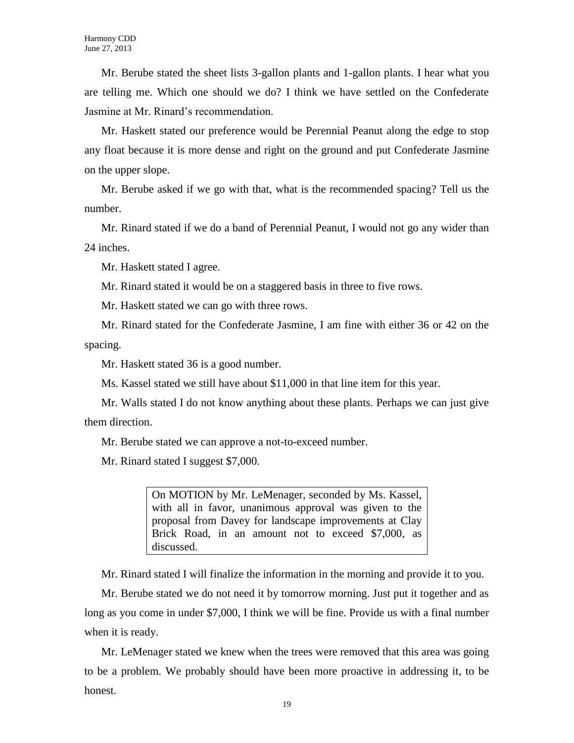Mr. Berube stated the sheet lists 3-gallon plants and 1-gallon plants. I hear what you are telling me. Which one should we do? I think we have settled on the Confederate Jasmine at Mr. Rinard's recommendation.

Mr. Haskett stated our preference would be Perennial Peanut along the edge to stop any float because it is more dense and right on the ground and put Confederate Jasmine on the upper slope.

Mr. Berube asked if we go with that, what is the recommended spacing? Tell us the number.

Mr. Rinard stated if we do a band of Perennial Peanut, I would not go any wider than 24 inches.

Mr. Haskett stated I agree.

Mr. Rinard stated it would be on a staggered basis in three to five rows.

Mr. Haskett stated we can go with three rows.

Mr. Rinard stated for the Confederate Jasmine, I am fine with either 36 or 42 on the spacing.

Mr. Haskett stated 36 is a good number.

Ms. Kassel stated we still have about $11,000 in that line item for this year.

Mr. Walls stated I do not know anything about these plants. Perhaps we can just give them direction.

Mr. Berube stated we can approve a not-to-exceed number.

Mr. Rinard stated I suggest $7,000.

> On MOTION by Mr. LeMenager, seconded by Ms. Kassel, with all in favor, unanimous approval was given to the proposal from Davey for landscape improvements at Clay Brick Road, in an amount not to exceed $7,000, as discussed.

Mr. Rinard stated I will finalize the information in the morning and provide it to you.

Mr. Berube stated we do not need it by tomorrow morning. Just put it together and as long as you come in under $7,000, I think we will be fine. Provide us with a final number when it is ready.

Mr. LeMenager stated we knew when the trees were removed that this area was going to be a problem. We probably should have been more proactive in addressing it, to be honest.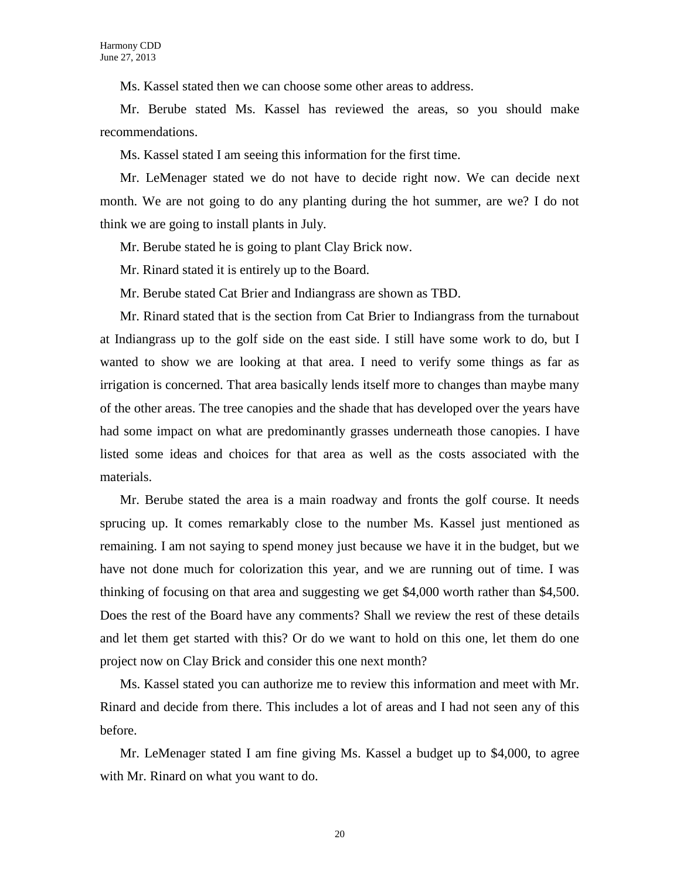Ms. Kassel stated then we can choose some other areas to address.

Mr. Berube stated Ms. Kassel has reviewed the areas, so you should make recommendations.

Ms. Kassel stated I am seeing this information for the first time.

Mr. LeMenager stated we do not have to decide right now. We can decide next month. We are not going to do any planting during the hot summer, are we? I do not think we are going to install plants in July.

Mr. Berube stated he is going to plant Clay Brick now.

Mr. Rinard stated it is entirely up to the Board.

Mr. Berube stated Cat Brier and Indiangrass are shown as TBD.

Mr. Rinard stated that is the section from Cat Brier to Indiangrass from the turnabout at Indiangrass up to the golf side on the east side. I still have some work to do, but I wanted to show we are looking at that area. I need to verify some things as far as irrigation is concerned. That area basically lends itself more to changes than maybe many of the other areas. The tree canopies and the shade that has developed over the years have had some impact on what are predominantly grasses underneath those canopies. I have listed some ideas and choices for that area as well as the costs associated with the materials.

Mr. Berube stated the area is a main roadway and fronts the golf course. It needs sprucing up. It comes remarkably close to the number Ms. Kassel just mentioned as remaining. I am not saying to spend money just because we have it in the budget, but we have not done much for colorization this year, and we are running out of time. I was thinking of focusing on that area and suggesting we get $4,000 worth rather than $4,500. Does the rest of the Board have any comments? Shall we review the rest of these details and let them get started with this? Or do we want to hold on this one, let them do one project now on Clay Brick and consider this one next month?

Ms. Kassel stated you can authorize me to review this information and meet with Mr. Rinard and decide from there. This includes a lot of areas and I had not seen any of this before.

Mr. LeMenager stated I am fine giving Ms. Kassel a budget up to $4,000, to agree with Mr. Rinard on what you want to do.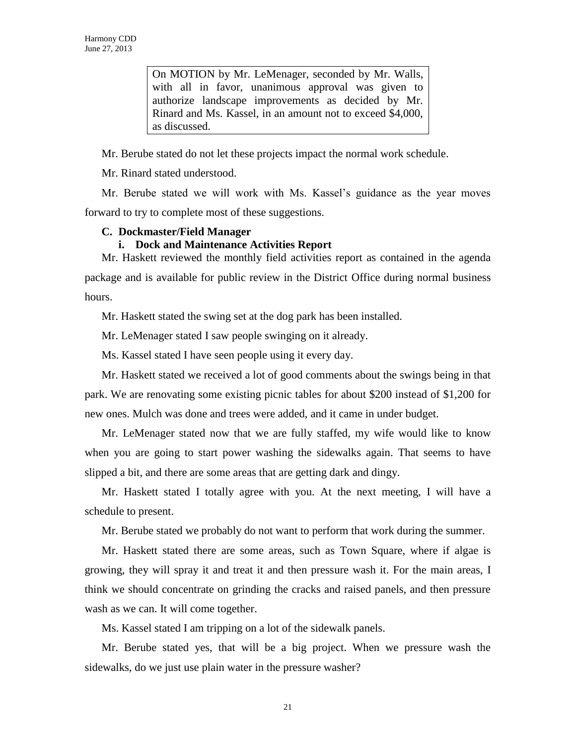> On MOTION by Mr. LeMenager, seconded by Mr. Walls, with all in favor, unanimous approval was given to authorize landscape improvements as decided by Mr. Rinard and Ms. Kassel, in an amount not to exceed $4,000, as discussed.

Mr. Berube stated do not let these projects impact the normal work schedule.

Mr. Rinard stated understood.

Mr. Berube stated we will work with Ms. Kassel's guidance as the year moves forward to try to complete most of these suggestions.

**C. Dockmaster/Field Manager**

**i. Dock and Maintenance Activities Report**

Mr. Haskett reviewed the monthly field activities report as contained in the agenda package and is available for public review in the District Office during normal business hours.

Mr. Haskett stated the swing set at the dog park has been installed.

Mr. LeMenager stated I saw people swinging on it already.

Ms. Kassel stated I have seen people using it every day.

Mr. Haskett stated we received a lot of good comments about the swings being in that park. We are renovating some existing picnic tables for about $200 instead of $1,200 for new ones. Mulch was done and trees were added, and it came in under budget.

Mr. LeMenager stated now that we are fully staffed, my wife would like to know when you are going to start power washing the sidewalks again. That seems to have slipped a bit, and there are some areas that are getting dark and dingy.

Mr. Haskett stated I totally agree with you. At the next meeting, I will have a schedule to present.

Mr. Berube stated we probably do not want to perform that work during the summer.

Mr. Haskett stated there are some areas, such as Town Square, where if algae is growing, they will spray it and treat it and then pressure wash it. For the main areas, I think we should concentrate on grinding the cracks and raised panels, and then pressure wash as we can. It will come together.

Ms. Kassel stated I am tripping on a lot of the sidewalk panels.

Mr. Berube stated yes, that will be a big project. When we pressure wash the sidewalks, do we just use plain water in the pressure washer?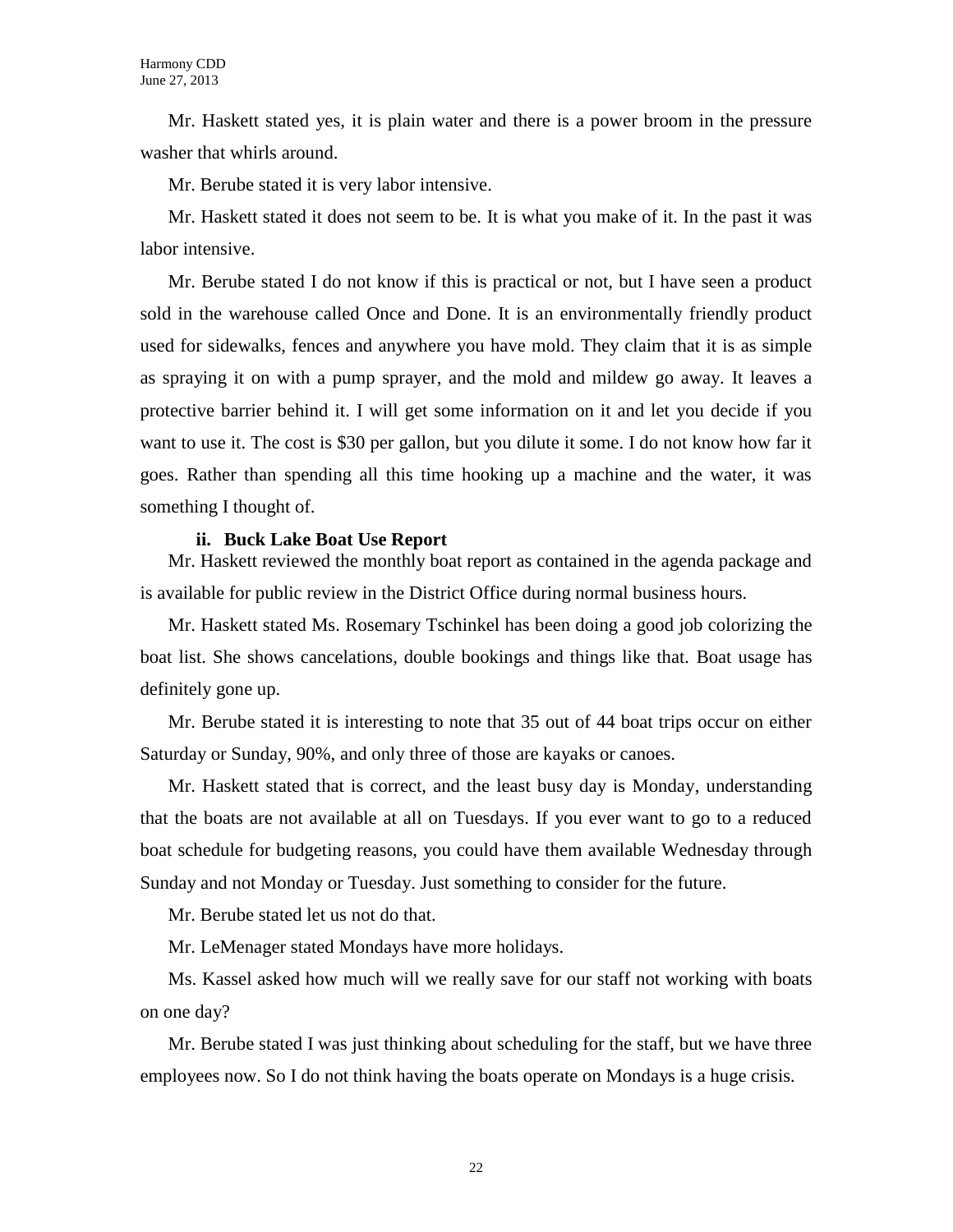Mr. Haskett stated yes, it is plain water and there is a power broom in the pressure washer that whirls around.

Mr. Berube stated it is very labor intensive.

Mr. Haskett stated it does not seem to be. It is what you make of it. In the past it was labor intensive.

Mr. Berube stated I do not know if this is practical or not, but I have seen a product sold in the warehouse called Once and Done. It is an environmentally friendly product used for sidewalks, fences and anywhere you have mold. They claim that it is as simple as spraying it on with a pump sprayer, and the mold and mildew go away. It leaves a protective barrier behind it. I will get some information on it and let you decide if you want to use it. The cost is $30 per gallon, but you dilute it some. I do not know how far it goes. Rather than spending all this time hooking up a machine and the water, it was something I thought of.

**ii. Buck Lake Boat Use Report**

Mr. Haskett reviewed the monthly boat report as contained in the agenda package and is available for public review in the District Office during normal business hours.

Mr. Haskett stated Ms. Rosemary Tschinkel has been doing a good job colorizing the boat list. She shows cancelations, double bookings and things like that. Boat usage has definitely gone up.

Mr. Berube stated it is interesting to note that 35 out of 44 boat trips occur on either Saturday or Sunday, 90%, and only three of those are kayaks or canoes.

Mr. Haskett stated that is correct, and the least busy day is Monday, understanding that the boats are not available at all on Tuesdays. If you ever want to go to a reduced boat schedule for budgeting reasons, you could have them available Wednesday through Sunday and not Monday or Tuesday. Just something to consider for the future.

Mr. Berube stated let us not do that.

Mr. LeMenager stated Mondays have more holidays.

Ms. Kassel asked how much will we really save for our staff not working with boats on one day?

Mr. Berube stated I was just thinking about scheduling for the staff, but we have three employees now. So I do not think having the boats operate on Mondays is a huge crisis.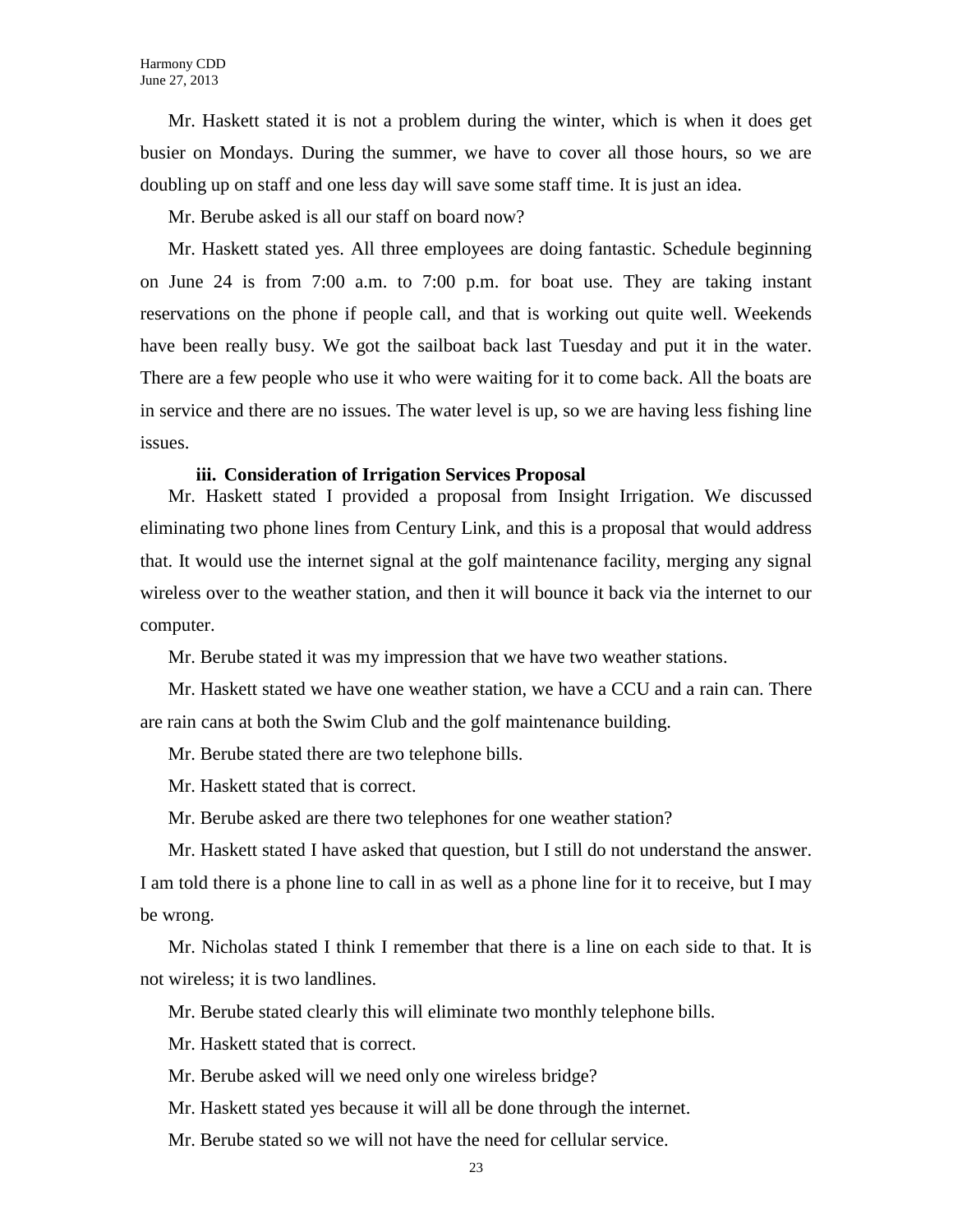Mr. Haskett stated it is not a problem during the winter, which is when it does get busier on Mondays. During the summer, we have to cover all those hours, so we are doubling up on staff and one less day will save some staff time. It is just an idea.

Mr. Berube asked is all our staff on board now?

Mr. Haskett stated yes. All three employees are doing fantastic. Schedule beginning on June 24 is from 7:00 a.m. to 7:00 p.m. for boat use. They are taking instant reservations on the phone if people call, and that is working out quite well. Weekends have been really busy. We got the sailboat back last Tuesday and put it in the water. There are a few people who use it who were waiting for it to come back. All the boats are in service and there are no issues. The water level is up, so we are having less fishing line issues.

**iii. Consideration of Irrigation Services Proposal**

Mr. Haskett stated I provided a proposal from Insight Irrigation. We discussed eliminating two phone lines from Century Link, and this is a proposal that would address that. It would use the internet signal at the golf maintenance facility, merging any signal wireless over to the weather station, and then it will bounce it back via the internet to our computer.

Mr. Berube stated it was my impression that we have two weather stations.

Mr. Haskett stated we have one weather station, we have a CCU and a rain can. There are rain cans at both the Swim Club and the golf maintenance building.

Mr. Berube stated there are two telephone bills.

Mr. Haskett stated that is correct.

Mr. Berube asked are there two telephones for one weather station?

Mr. Haskett stated I have asked that question, but I still do not understand the answer. I am told there is a phone line to call in as well as a phone line for it to receive, but I may be wrong.

Mr. Nicholas stated I think I remember that there is a line on each side to that. It is not wireless; it is two landlines.

Mr. Berube stated clearly this will eliminate two monthly telephone bills.

Mr. Haskett stated that is correct.

Mr. Berube asked will we need only one wireless bridge?

Mr. Haskett stated yes because it will all be done through the internet.

Mr. Berube stated so we will not have the need for cellular service.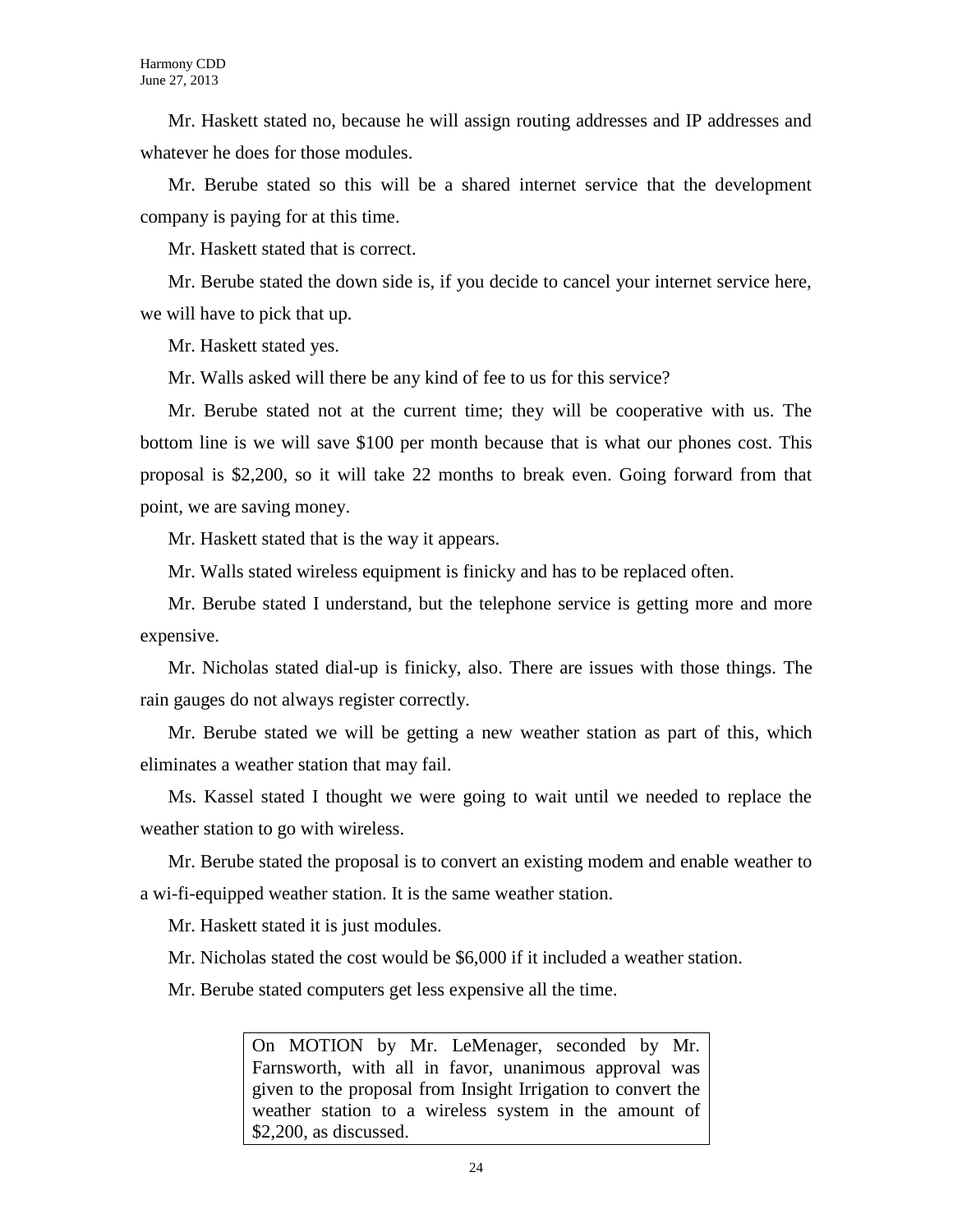Mr. Haskett stated no, because he will assign routing addresses and IP addresses and whatever he does for those modules.

Mr. Berube stated so this will be a shared internet service that the development company is paying for at this time.

Mr. Haskett stated that is correct.

Mr. Berube stated the down side is, if you decide to cancel your internet service here, we will have to pick that up.

Mr. Haskett stated yes.

Mr. Walls asked will there be any kind of fee to us for this service?

Mr. Berube stated not at the current time; they will be cooperative with us. The bottom line is we will save $100 per month because that is what our phones cost. This proposal is $2,200, so it will take 22 months to break even. Going forward from that point, we are saving money.

Mr. Haskett stated that is the way it appears.

Mr. Walls stated wireless equipment is finicky and has to be replaced often.

Mr. Berube stated I understand, but the telephone service is getting more and more expensive.

Mr. Nicholas stated dial-up is finicky, also. There are issues with those things. The rain gauges do not always register correctly.

Mr. Berube stated we will be getting a new weather station as part of this, which eliminates a weather station that may fail.

Ms. Kassel stated I thought we were going to wait until we needed to replace the weather station to go with wireless.

Mr. Berube stated the proposal is to convert an existing modem and enable weather to a wi-fi-equipped weather station. It is the same weather station.

Mr. Haskett stated it is just modules.

Mr. Nicholas stated the cost would be $6,000 if it included a weather station.

Mr. Berube stated computers get less expensive all the time.

> On MOTION by Mr. LeMenager, seconded by Mr. Farnsworth, with all in favor, unanimous approval was given to the proposal from Insight Irrigation to convert the weather station to a wireless system in the amount of $2,200, as discussed.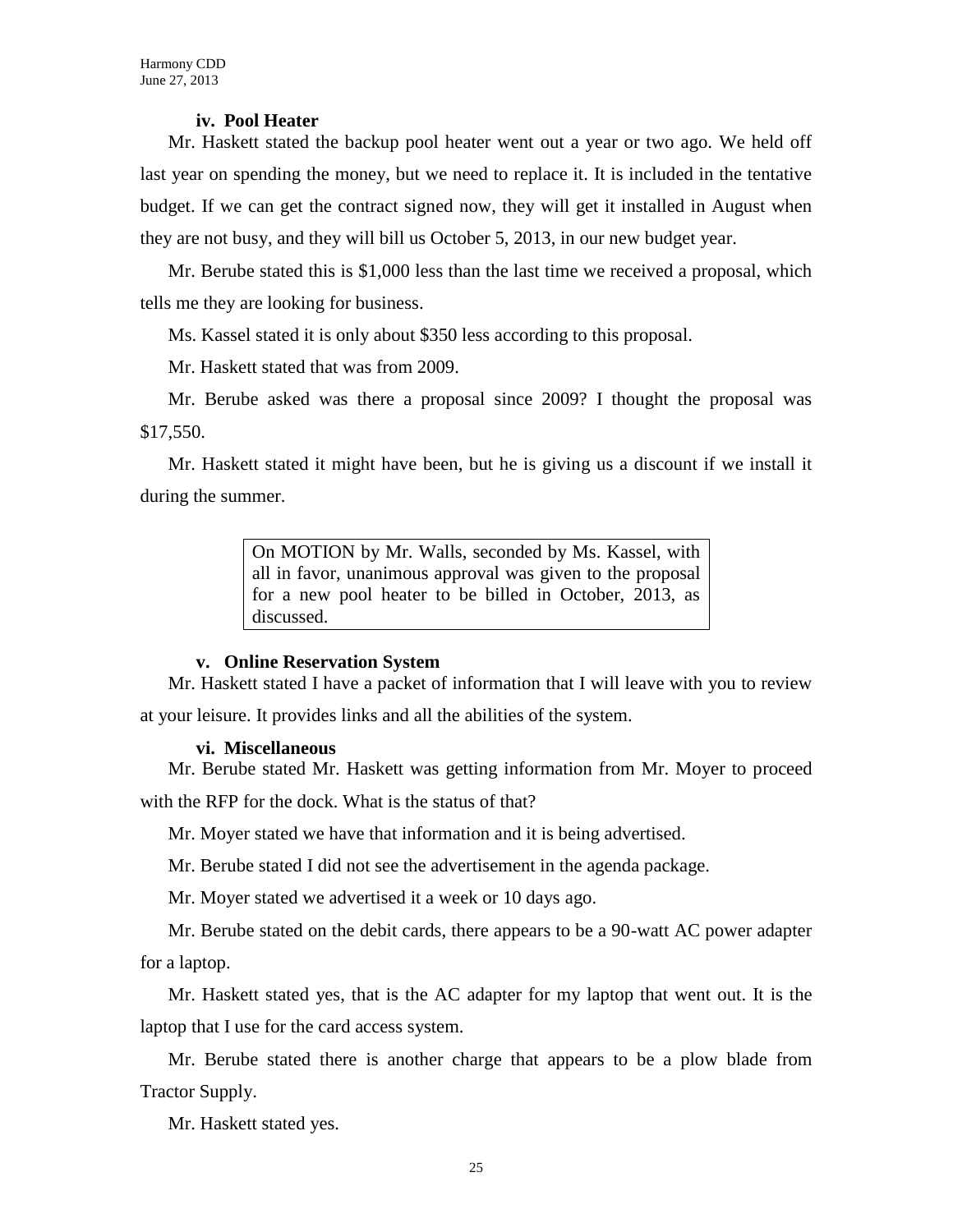#### iv. Pool Heater

Mr. Haskett stated the backup pool heater went out a year or two ago. We held off last year on spending the money, but we need to replace it. It is included in the tentative budget. If we can get the contract signed now, they will get it installed in August when they are not busy, and they will bill us October 5, 2013, in our new budget year.

Mr. Berube stated this is $1,000 less than the last time we received a proposal, which tells me they are looking for business.

Ms. Kassel stated it is only about $350 less according to this proposal.

Mr. Haskett stated that was from 2009.

Mr. Berube asked was there a proposal since 2009? I thought the proposal was $17,550.

Mr. Haskett stated it might have been, but he is giving us a discount if we install it during the summer.

> On MOTION by Mr. Walls, seconded by Ms. Kassel, with all in favor, unanimous approval was given to the proposal for a new pool heater to be billed in October, 2013, as discussed.

#### v. Online Reservation System

Mr. Haskett stated I have a packet of information that I will leave with you to review at your leisure. It provides links and all the abilities of the system.

#### vi. Miscellaneous

Mr. Berube stated Mr. Haskett was getting information from Mr. Moyer to proceed with the RFP for the dock. What is the status of that?

Mr. Moyer stated we have that information and it is being advertised.

Mr. Berube stated I did not see the advertisement in the agenda package.

Mr. Moyer stated we advertised it a week or 10 days ago.

Mr. Berube stated on the debit cards, there appears to be a 90-watt AC power adapter for a laptop.

Mr. Haskett stated yes, that is the AC adapter for my laptop that went out. It is the laptop that I use for the card access system.

Mr. Berube stated there is another charge that appears to be a plow blade from Tractor Supply.

Mr. Haskett stated yes.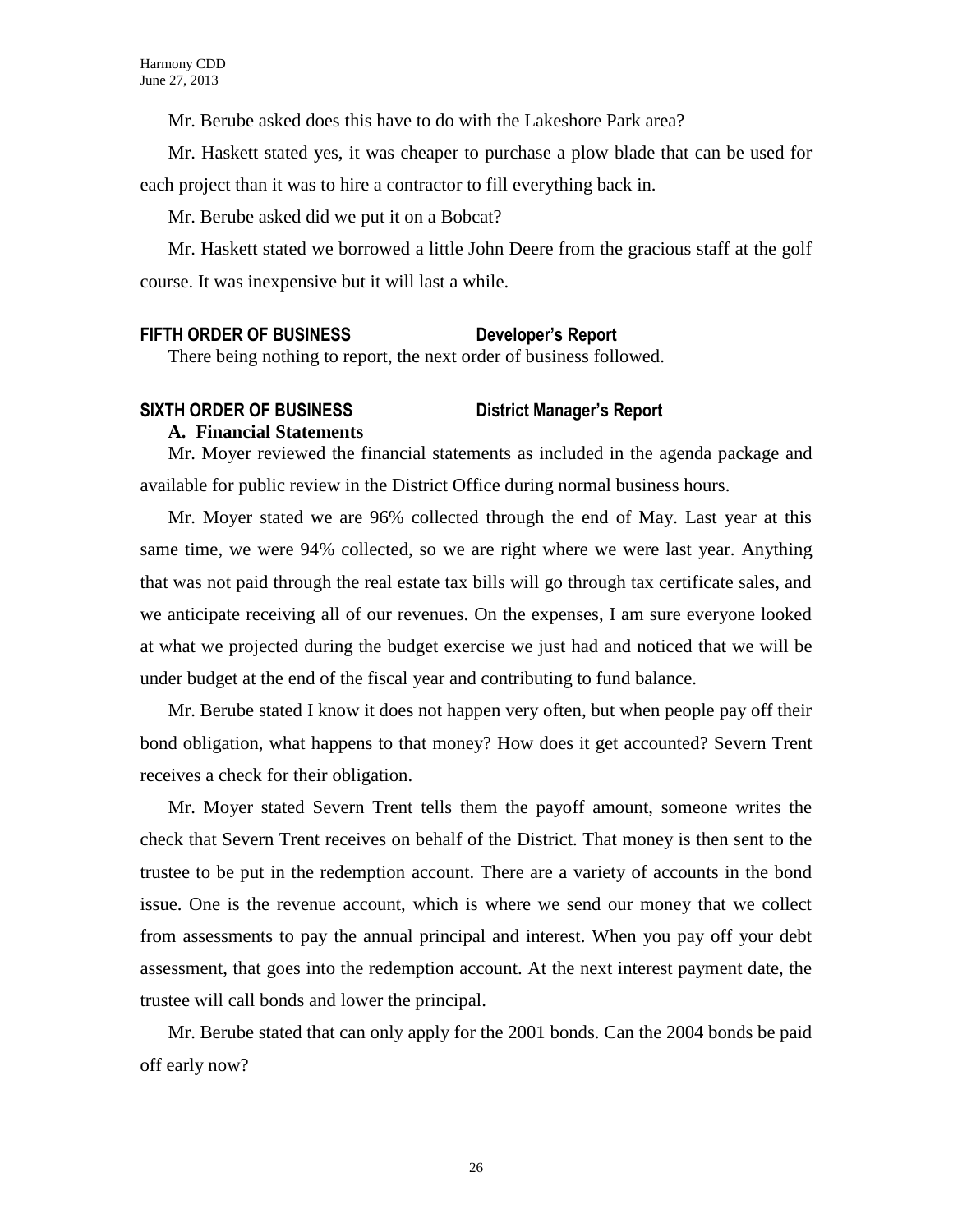Mr. Berube asked does this have to do with the Lakeshore Park area?

Mr. Haskett stated yes, it was cheaper to purchase a plow blade that can be used for each project than it was to hire a contractor to fill everything back in.

Mr. Berube asked did we put it on a Bobcat?

Mr. Haskett stated we borrowed a little John Deere from the gracious staff at the golf course. It was inexpensive but it will last a while.

**FIFTH ORDER OF BUSINESS Developer's Report**

There being nothing to report, the next order of business followed.

**SIXTH ORDER OF BUSINESS District Manager's Report**

**A. Financial Statements**

Mr. Moyer reviewed the financial statements as included in the agenda package and available for public review in the District Office during normal business hours.

Mr. Moyer stated we are 96% collected through the end of May. Last year at this same time, we were 94% collected, so we are right where we were last year. Anything that was not paid through the real estate tax bills will go through tax certificate sales, and we anticipate receiving all of our revenues. On the expenses, I am sure everyone looked at what we projected during the budget exercise we just had and noticed that we will be under budget at the end of the fiscal year and contributing to fund balance.

Mr. Berube stated I know it does not happen very often, but when people pay off their bond obligation, what happens to that money? How does it get accounted? Severn Trent receives a check for their obligation.

Mr. Moyer stated Severn Trent tells them the payoff amount, someone writes the check that Severn Trent receives on behalf of the District. That money is then sent to the trustee to be put in the redemption account. There are a variety of accounts in the bond issue. One is the revenue account, which is where we send our money that we collect from assessments to pay the annual principal and interest. When you pay off your debt assessment, that goes into the redemption account. At the next interest payment date, the trustee will call bonds and lower the principal.

Mr. Berube stated that can only apply for the 2001 bonds. Can the 2004 bonds be paid off early now?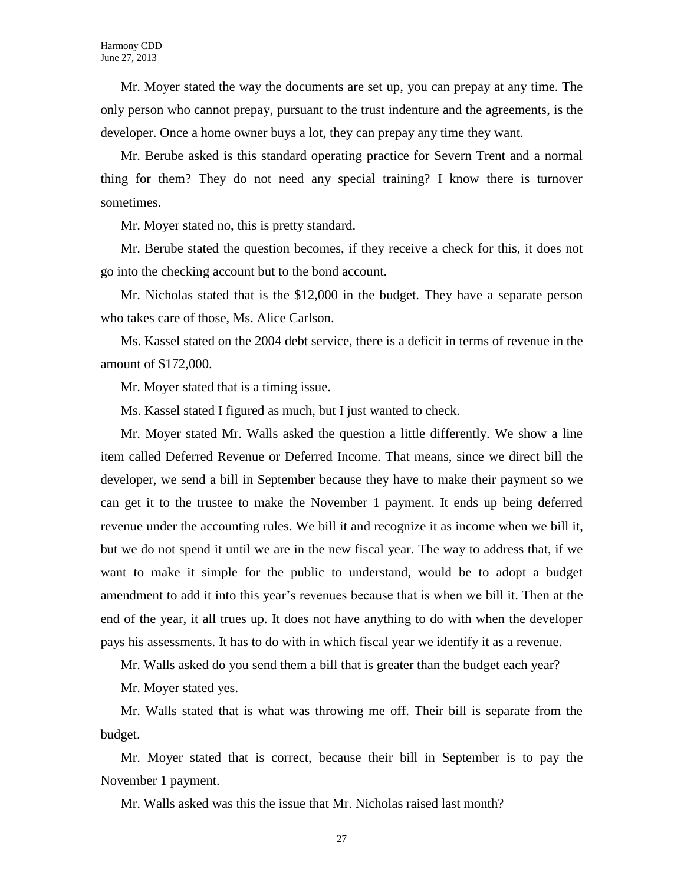Mr. Moyer stated the way the documents are set up, you can prepay at any time. The only person who cannot prepay, pursuant to the trust indenture and the agreements, is the developer. Once a home owner buys a lot, they can prepay any time they want.

Mr. Berube asked is this standard operating practice for Severn Trent and a normal thing for them? They do not need any special training? I know there is turnover sometimes.

Mr. Moyer stated no, this is pretty standard.

Mr. Berube stated the question becomes, if they receive a check for this, it does not go into the checking account but to the bond account.

Mr. Nicholas stated that is the $12,000 in the budget. They have a separate person who takes care of those, Ms. Alice Carlson.

Ms. Kassel stated on the 2004 debt service, there is a deficit in terms of revenue in the amount of $172,000.

Mr. Moyer stated that is a timing issue.

Ms. Kassel stated I figured as much, but I just wanted to check.

Mr. Moyer stated Mr. Walls asked the question a little differently. We show a line item called Deferred Revenue or Deferred Income. That means, since we direct bill the developer, we send a bill in September because they have to make their payment so we can get it to the trustee to make the November 1 payment. It ends up being deferred revenue under the accounting rules. We bill it and recognize it as income when we bill it, but we do not spend it until we are in the new fiscal year. The way to address that, if we want to make it simple for the public to understand, would be to adopt a budget amendment to add it into this year's revenues because that is when we bill it. Then at the end of the year, it all trues up. It does not have anything to do with when the developer pays his assessments. It has to do with in which fiscal year we identify it as a revenue.

Mr. Walls asked do you send them a bill that is greater than the budget each year?

Mr. Moyer stated yes.

Mr. Walls stated that is what was throwing me off. Their bill is separate from the budget.

Mr. Moyer stated that is correct, because their bill in September is to pay the November 1 payment.

Mr. Walls asked was this the issue that Mr. Nicholas raised last month?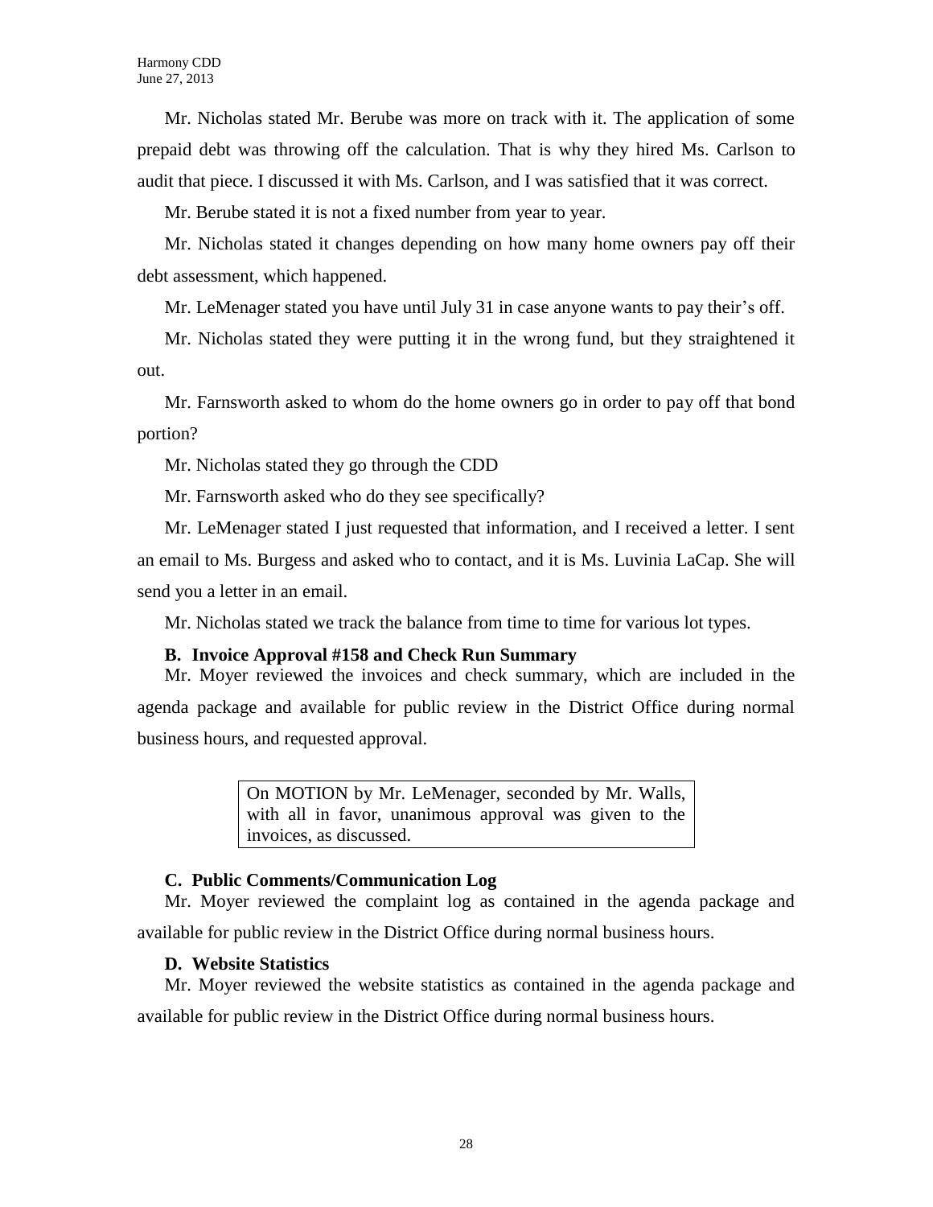Mr. Nicholas stated Mr. Berube was more on track with it. The application of some prepaid debt was throwing off the calculation. That is why they hired Ms. Carlson to audit that piece. I discussed it with Ms. Carlson, and I was satisfied that it was correct.

Mr. Berube stated it is not a fixed number from year to year.

Mr. Nicholas stated it changes depending on how many home owners pay off their debt assessment, which happened.

Mr. LeMenager stated you have until July 31 in case anyone wants to pay their's off.

Mr. Nicholas stated they were putting it in the wrong fund, but they straightened it out.

Mr. Farnsworth asked to whom do the home owners go in order to pay off that bond portion?

Mr. Nicholas stated they go through the CDD

Mr. Farnsworth asked who do they see specifically?

Mr. LeMenager stated I just requested that information, and I received a letter. I sent an email to Ms. Burgess and asked who to contact, and it is Ms. Luvinia LaCap. She will send you a letter in an email.

Mr. Nicholas stated we track the balance from time to time for various lot types.

**B. Invoice Approval #158 and Check Run Summary**

Mr. Moyer reviewed the invoices and check summary, which are included in the agenda package and available for public review in the District Office during normal business hours, and requested approval.

> On MOTION by Mr. LeMenager, seconded by Mr. Walls, with all in favor, unanimous approval was given to the invoices, as discussed.

**C. Public Comments/Communication Log**

Mr. Moyer reviewed the complaint log as contained in the agenda package and available for public review in the District Office during normal business hours.

**D. Website Statistics**

Mr. Moyer reviewed the website statistics as contained in the agenda package and available for public review in the District Office during normal business hours.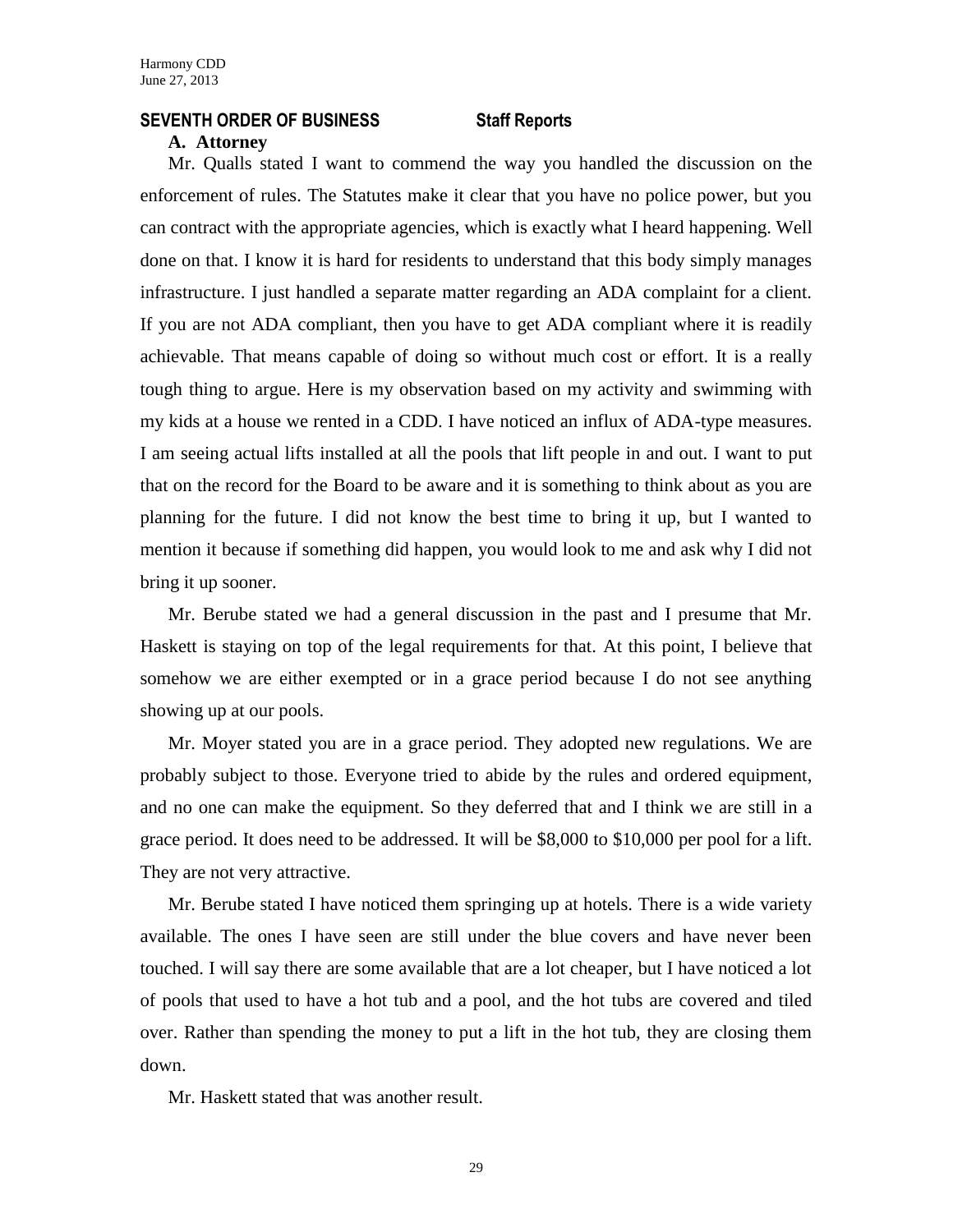## SEVENTH ORDER OF BUSINESS Staff Reports

### A. Attorney

Mr. Qualls stated I want to commend the way you handled the discussion on the enforcement of rules. The Statutes make it clear that you have no police power, but you can contract with the appropriate agencies, which is exactly what I heard happening. Well done on that. I know it is hard for residents to understand that this body simply manages infrastructure. I just handled a separate matter regarding an ADA complaint for a client. If you are not ADA compliant, then you have to get ADA compliant where it is readily achievable. That means capable of doing so without much cost or effort. It is a really tough thing to argue. Here is my observation based on my activity and swimming with my kids at a house we rented in a CDD. I have noticed an influx of ADA-type measures. I am seeing actual lifts installed at all the pools that lift people in and out. I want to put that on the record for the Board to be aware and it is something to think about as you are planning for the future. I did not know the best time to bring it up, but I wanted to mention it because if something did happen, you would look to me and ask why I did not bring it up sooner.

Mr. Berube stated we had a general discussion in the past and I presume that Mr. Haskett is staying on top of the legal requirements for that. At this point, I believe that somehow we are either exempted or in a grace period because I do not see anything showing up at our pools.

Mr. Moyer stated you are in a grace period. They adopted new regulations. We are probably subject to those. Everyone tried to abide by the rules and ordered equipment, and no one can make the equipment. So they deferred that and I think we are still in a grace period. It does need to be addressed. It will be $8,000 to $10,000 per pool for a lift. They are not very attractive.

Mr. Berube stated I have noticed them springing up at hotels. There is a wide variety available. The ones I have seen are still under the blue covers and have never been touched. I will say there are some available that are a lot cheaper, but I have noticed a lot of pools that used to have a hot tub and a pool, and the hot tubs are covered and tiled over. Rather than spending the money to put a lift in the hot tub, they are closing them down.

Mr. Haskett stated that was another result.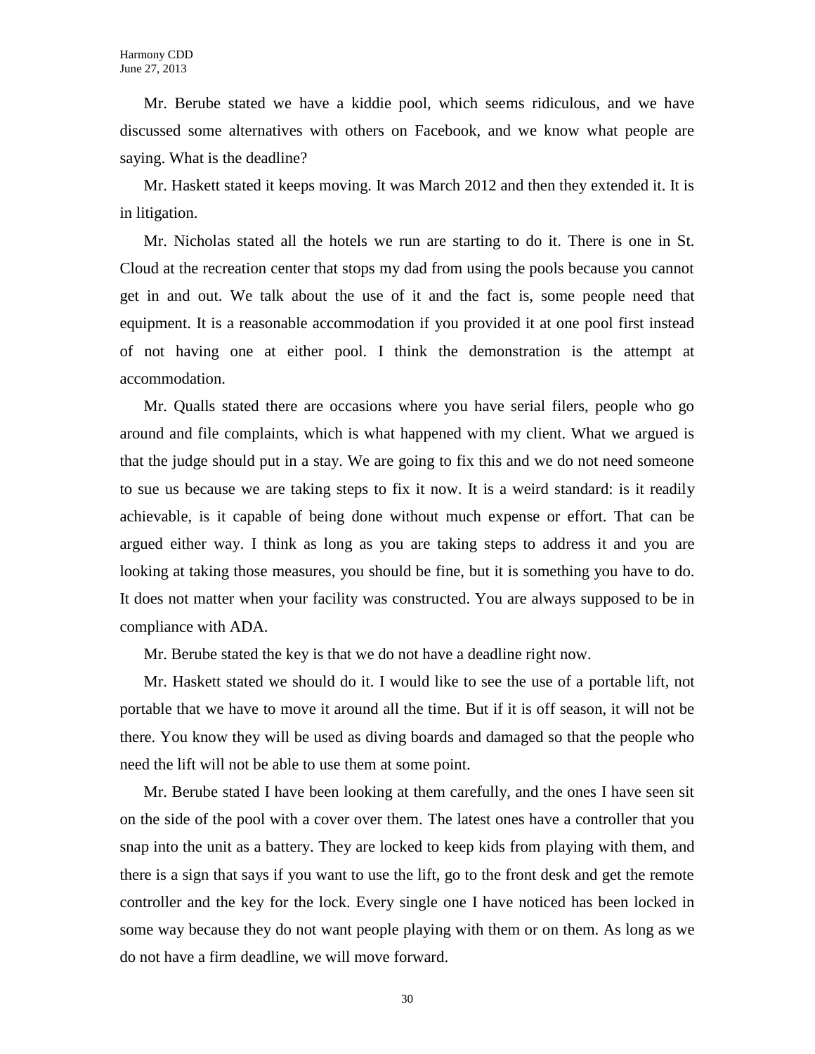Mr. Berube stated we have a kiddie pool, which seems ridiculous, and we have discussed some alternatives with others on Facebook, and we know what people are saying. What is the deadline?

Mr. Haskett stated it keeps moving. It was March 2012 and then they extended it. It is in litigation.

Mr. Nicholas stated all the hotels we run are starting to do it. There is one in St. Cloud at the recreation center that stops my dad from using the pools because you cannot get in and out. We talk about the use of it and the fact is, some people need that equipment. It is a reasonable accommodation if you provided it at one pool first instead of not having one at either pool. I think the demonstration is the attempt at accommodation.

Mr. Qualls stated there are occasions where you have serial filers, people who go around and file complaints, which is what happened with my client. What we argued is that the judge should put in a stay. We are going to fix this and we do not need someone to sue us because we are taking steps to fix it now. It is a weird standard: is it readily achievable, is it capable of being done without much expense or effort. That can be argued either way. I think as long as you are taking steps to address it and you are looking at taking those measures, you should be fine, but it is something you have to do. It does not matter when your facility was constructed. You are always supposed to be in compliance with ADA.

Mr. Berube stated the key is that we do not have a deadline right now.

Mr. Haskett stated we should do it. I would like to see the use of a portable lift, not portable that we have to move it around all the time. But if it is off season, it will not be there. You know they will be used as diving boards and damaged so that the people who need the lift will not be able to use them at some point.

Mr. Berube stated I have been looking at them carefully, and the ones I have seen sit on the side of the pool with a cover over them. The latest ones have a controller that you snap into the unit as a battery. They are locked to keep kids from playing with them, and there is a sign that says if you want to use the lift, go to the front desk and get the remote controller and the key for the lock. Every single one I have noticed has been locked in some way because they do not want people playing with them or on them. As long as we do not have a firm deadline, we will move forward.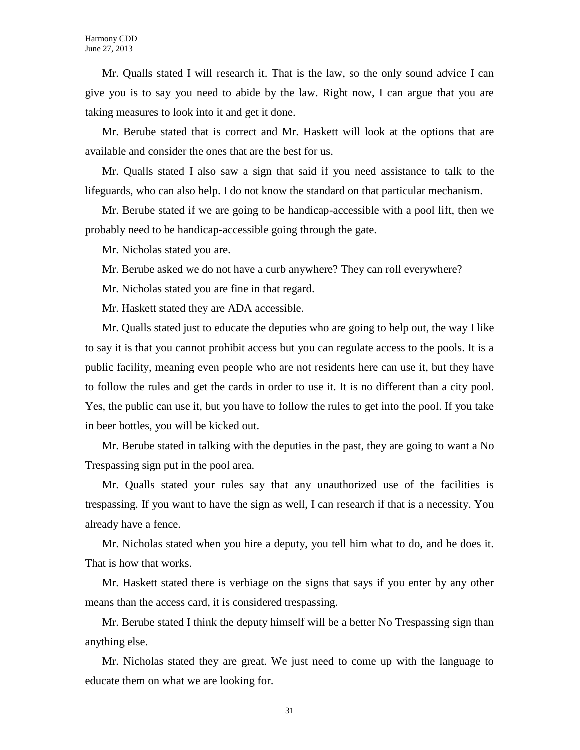Mr. Qualls stated I will research it. That is the law, so the only sound advice I can give you is to say you need to abide by the law. Right now, I can argue that you are taking measures to look into it and get it done.

Mr. Berube stated that is correct and Mr. Haskett will look at the options that are available and consider the ones that are the best for us.

Mr. Qualls stated I also saw a sign that said if you need assistance to talk to the lifeguards, who can also help. I do not know the standard on that particular mechanism.

Mr. Berube stated if we are going to be handicap-accessible with a pool lift, then we probably need to be handicap-accessible going through the gate.

Mr. Nicholas stated you are.

Mr. Berube asked we do not have a curb anywhere? They can roll everywhere?

Mr. Nicholas stated you are fine in that regard.

Mr. Haskett stated they are ADA accessible.

Mr. Qualls stated just to educate the deputies who are going to help out, the way I like to say it is that you cannot prohibit access but you can regulate access to the pools. It is a public facility, meaning even people who are not residents here can use it, but they have to follow the rules and get the cards in order to use it. It is no different than a city pool. Yes, the public can use it, but you have to follow the rules to get into the pool. If you take in beer bottles, you will be kicked out.

Mr. Berube stated in talking with the deputies in the past, they are going to want a No Trespassing sign put in the pool area.

Mr. Qualls stated your rules say that any unauthorized use of the facilities is trespassing. If you want to have the sign as well, I can research if that is a necessity. You already have a fence.

Mr. Nicholas stated when you hire a deputy, you tell him what to do, and he does it. That is how that works.

Mr. Haskett stated there is verbiage on the signs that says if you enter by any other means than the access card, it is considered trespassing.

Mr. Berube stated I think the deputy himself will be a better No Trespassing sign than anything else.

Mr. Nicholas stated they are great. We just need to come up with the language to educate them on what we are looking for.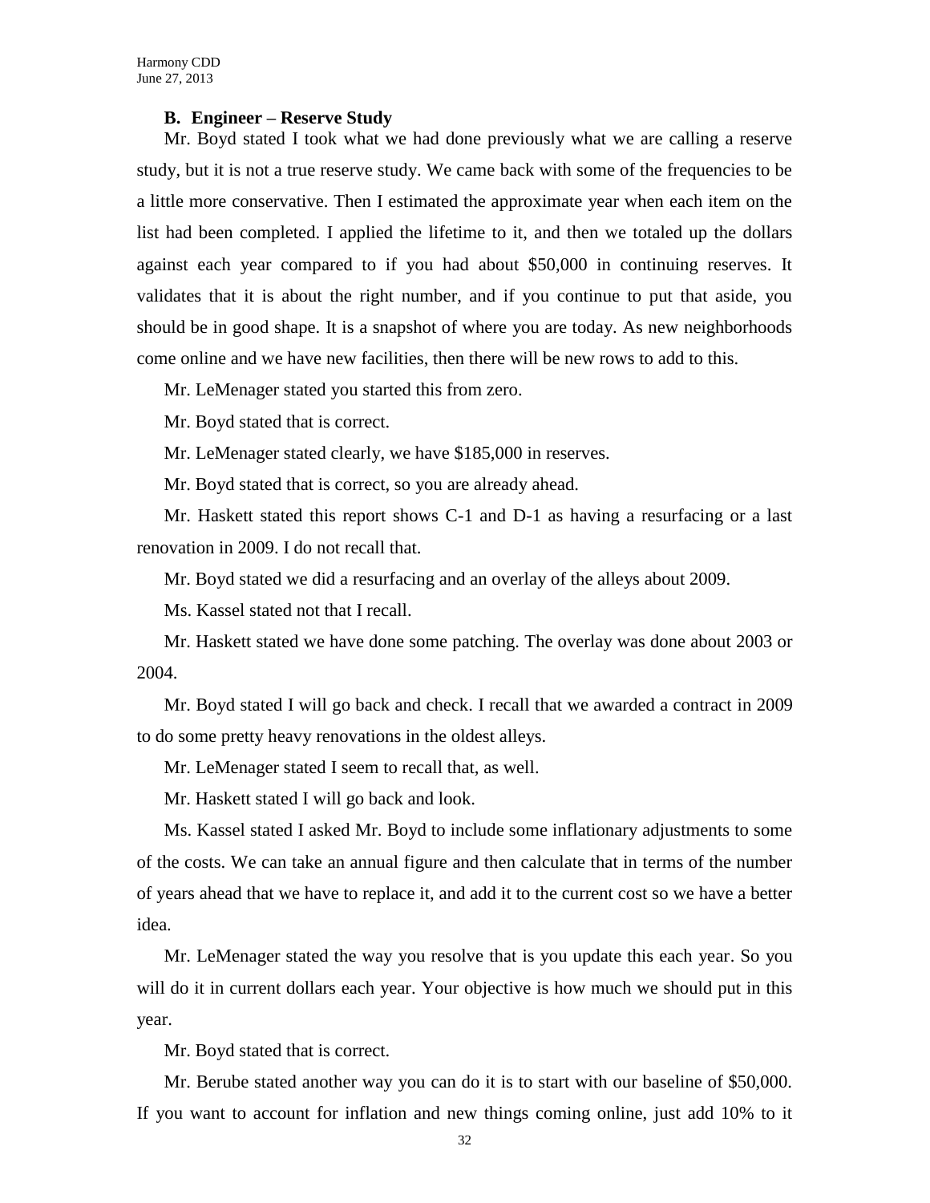### B. Engineer – Reserve Study

Mr. Boyd stated I took what we had done previously what we are calling a reserve study, but it is not a true reserve study. We came back with some of the frequencies to be a little more conservative. Then I estimated the approximate year when each item on the list had been completed. I applied the lifetime to it, and then we totaled up the dollars against each year compared to if you had about $50,000 in continuing reserves. It validates that it is about the right number, and if you continue to put that aside, you should be in good shape. It is a snapshot of where you are today. As new neighborhoods come online and we have new facilities, then there will be new rows to add to this.

Mr. LeMenager stated you started this from zero.

Mr. Boyd stated that is correct.

Mr. LeMenager stated clearly, we have $185,000 in reserves.

Mr. Boyd stated that is correct, so you are already ahead.

Mr. Haskett stated this report shows C-1 and D-1 as having a resurfacing or a last renovation in 2009. I do not recall that.

Mr. Boyd stated we did a resurfacing and an overlay of the alleys about 2009.

Ms. Kassel stated not that I recall.

Mr. Haskett stated we have done some patching. The overlay was done about 2003 or 2004.

Mr. Boyd stated I will go back and check. I recall that we awarded a contract in 2009 to do some pretty heavy renovations in the oldest alleys.

Mr. LeMenager stated I seem to recall that, as well.

Mr. Haskett stated I will go back and look.

Ms. Kassel stated I asked Mr. Boyd to include some inflationary adjustments to some of the costs. We can take an annual figure and then calculate that in terms of the number of years ahead that we have to replace it, and add it to the current cost so we have a better idea.

Mr. LeMenager stated the way you resolve that is you update this each year. So you will do it in current dollars each year. Your objective is how much we should put in this year.

Mr. Boyd stated that is correct.

Mr. Berube stated another way you can do it is to start with our baseline of $50,000. If you want to account for inflation and new things coming online, just add 10% to it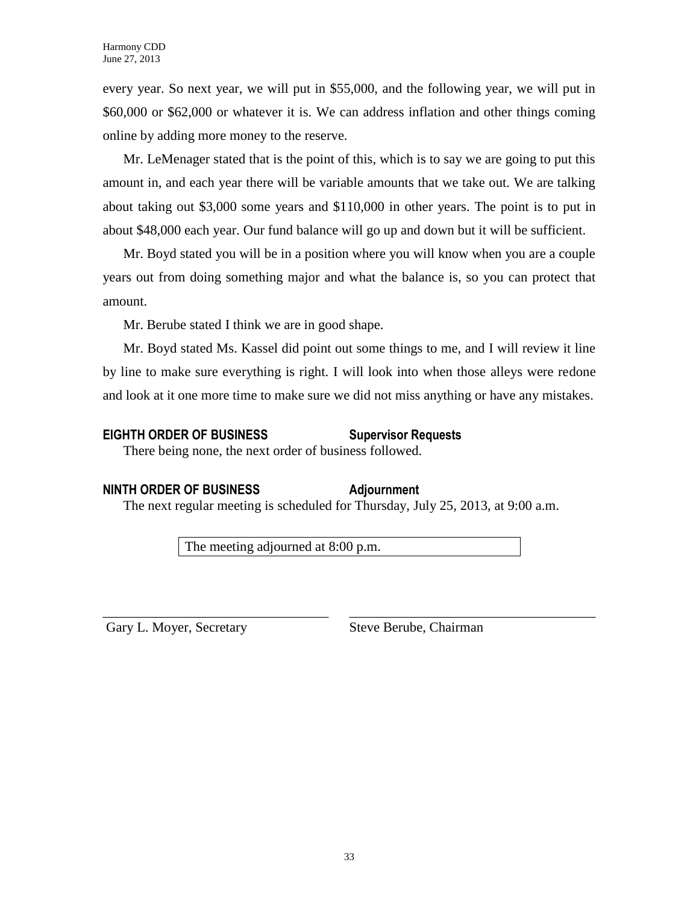every year. So next year, we will put in $55,000, and the following year, we will put in $60,000 or $62,000 or whatever it is. We can address inflation and other things coming online by adding more money to the reserve.

Mr. LeMenager stated that is the point of this, which is to say we are going to put this amount in, and each year there will be variable amounts that we take out. We are talking about taking out $3,000 some years and $110,000 in other years. The point is to put in about $48,000 each year. Our fund balance will go up and down but it will be sufficient.

Mr. Boyd stated you will be in a position where you will know when you are a couple years out from doing something major and what the balance is, so you can protect that amount.

Mr. Berube stated I think we are in good shape.

Mr. Boyd stated Ms. Kassel did point out some things to me, and I will review it line by line to make sure everything is right. I will look into when those alleys were redone and look at it one more time to make sure we did not miss anything or have any mistakes.

**EIGHTH ORDER OF BUSINESS** **Supervisor Requests**

There being none, the next order of business followed.

**NINTH ORDER OF BUSINESS** **Adjournment**

The next regular meeting is scheduled for Thursday, July 25, 2013, at 9:00 a.m.

The meeting adjourned at 8:00 p.m.

\_\_\_\_\_\_\_\_\_\_\_\_\_\_\_\_\_\_\_\_\_\_\_\_\_\_\_\_\_\_\_\_ \_\_\_\_\_\_\_\_\_\_\_\_\_\_\_\_\_\_\_\_\_\_\_\_\_\_\_\_\_\_\_\_\_\_\_

Gary L. Moyer, Secretary Steve Berube, Chairman